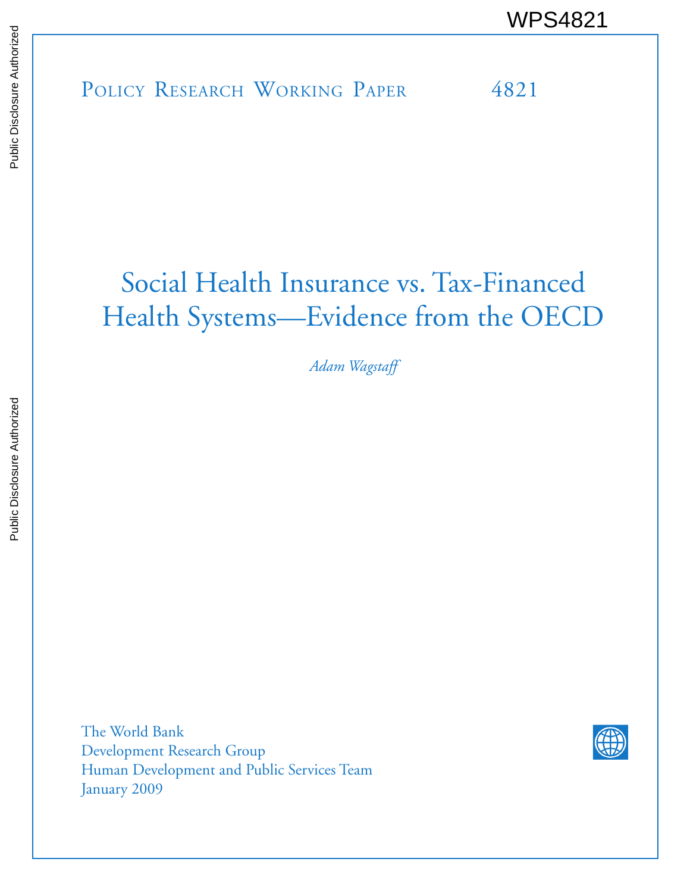WPS4821

Public Disclosure Authorized

Public Disclosure Authorized

Policy Research Working Paper 4821

# Social Health Insurance vs. Tax-Financed Health Systems—Evidence from the OECD

*Adam Wagstaff*

The World Bank
Development Research Group
Human Development and Public Services Team
January 2009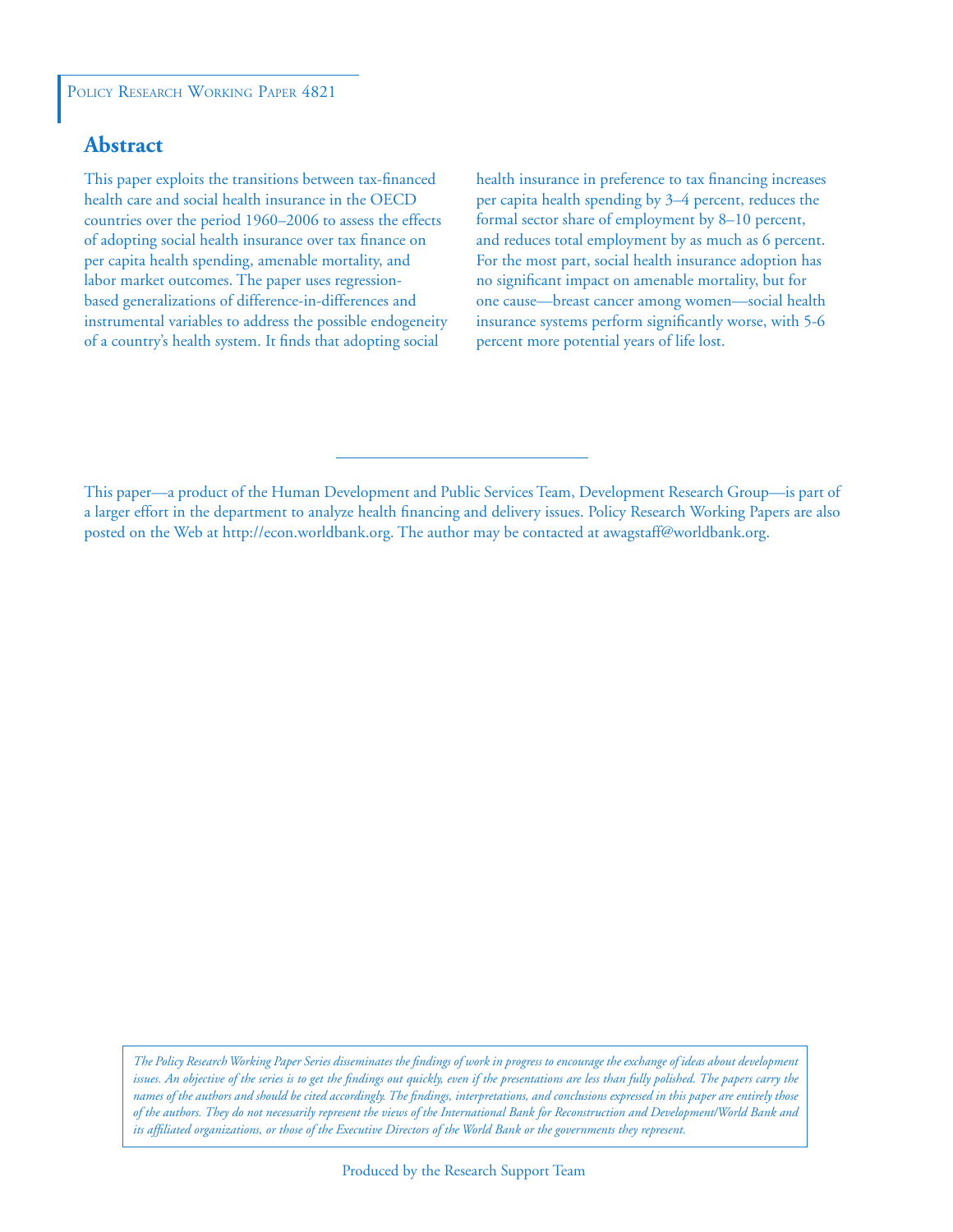Policy Research Working Paper 4821

## Abstract

This paper exploits the transitions between tax-financed health care and social health insurance in the OECD countries over the period 1960–2006 to assess the effects of adopting social health insurance over tax finance on per capita health spending, amenable mortality, and labor market outcomes. The paper uses regression-based generalizations of difference-in-differences and instrumental variables to address the possible endogeneity of a country's health system. It finds that adopting social health insurance in preference to tax financing increases per capita health spending by 3–4 percent, reduces the formal sector share of employment by 8–10 percent, and reduces total employment by as much as 6 percent. For the most part, social health insurance adoption has no significant impact on amenable mortality, but for one cause—breast cancer among women—social health insurance systems perform significantly worse, with 5-6 percent more potential years of life lost.

This paper—a product of the Human Development and Public Services Team, Development Research Group—is part of a larger effort in the department to analyze health financing and delivery issues. Policy Research Working Papers are also posted on the Web at http://econ.worldbank.org. The author may be contacted at awagstaff@worldbank.org.

*The Policy Research Working Paper Series disseminates the findings of work in progress to encourage the exchange of ideas about development issues. An objective of the series is to get the findings out quickly, even if the presentations are less than fully polished. The papers carry the names of the authors and should be cited accordingly. The findings, interpretations, and conclusions expressed in this paper are entirely those of the authors. They do not necessarily represent the views of the International Bank for Reconstruction and Development/World Bank and its affiliated organizations, or those of the Executive Directors of the World Bank or the governments they represent.*

Produced by the Research Support Team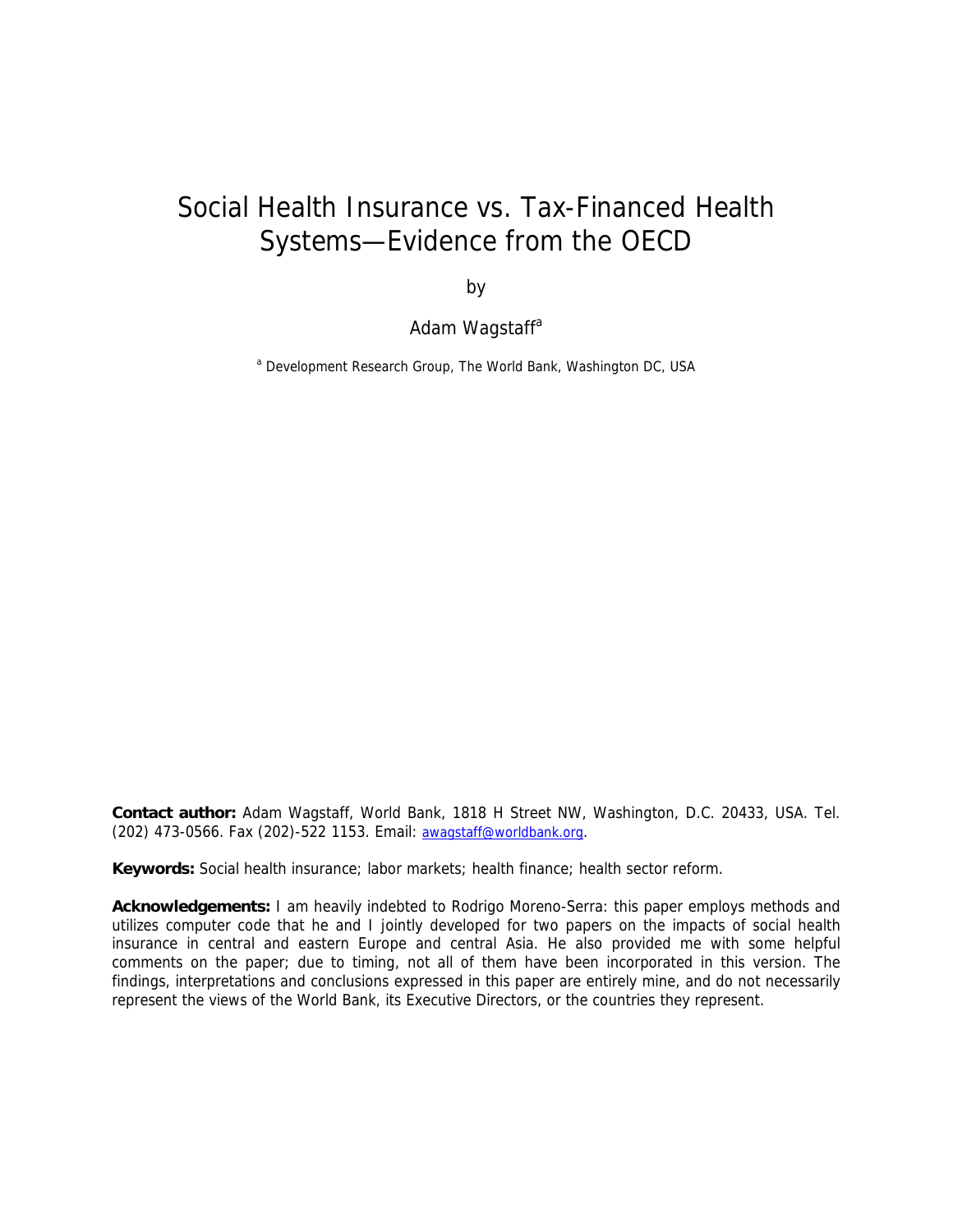# Social Health Insurance vs. Tax-Financed Health Systems—Evidence from the OECD

by

Adam Wagstaff[a]

[a] Development Research Group, The World Bank, Washington DC, USA

**Contact author:** Adam Wagstaff, World Bank, 1818 H Street NW, Washington, D.C. 20433, USA. Tel. (202) 473-0566. Fax (202)-522 1153. Email: awagstaff@worldbank.org.

**Keywords:** Social health insurance; labor markets; health finance; health sector reform.

**Acknowledgements:** I am heavily indebted to Rodrigo Moreno-Serra: this paper employs methods and utilizes computer code that he and I jointly developed for two papers on the impacts of social health insurance in central and eastern Europe and central Asia. He also provided me with some helpful comments on the paper; due to timing, not all of them have been incorporated in this version. The findings, interpretations and conclusions expressed in this paper are entirely mine, and do not necessarily represent the views of the World Bank, its Executive Directors, or the countries they represent.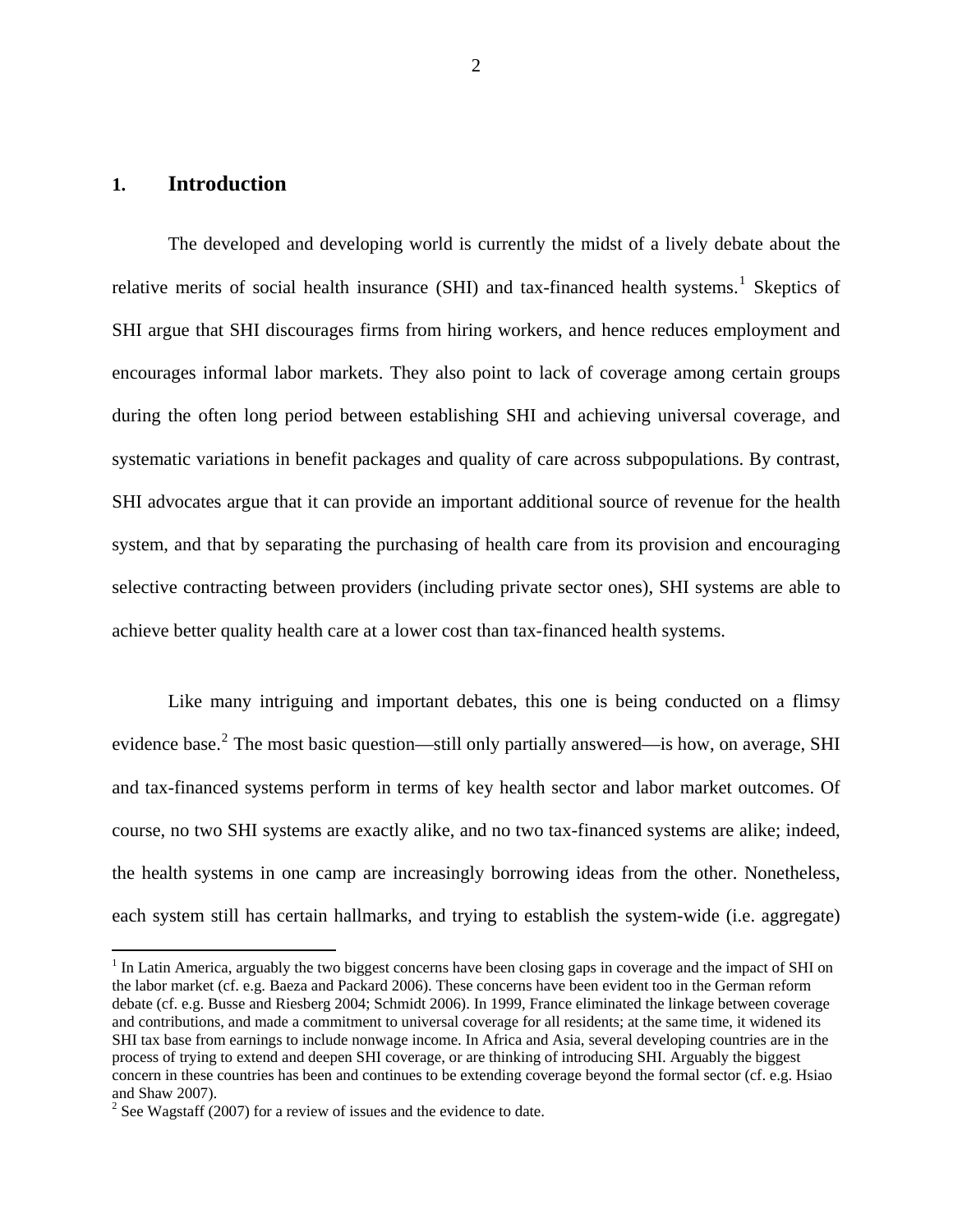# 1. Introduction

The developed and developing world is currently the midst of a lively debate about the relative merits of social health insurance (SHI) and tax-financed health systems.[1] Skeptics of SHI argue that SHI discourages firms from hiring workers, and hence reduces employment and encourages informal labor markets. They also point to lack of coverage among certain groups during the often long period between establishing SHI and achieving universal coverage, and systematic variations in benefit packages and quality of care across subpopulations. By contrast, SHI advocates argue that it can provide an important additional source of revenue for the health system, and that by separating the purchasing of health care from its provision and encouraging selective contracting between providers (including private sector ones), SHI systems are able to achieve better quality health care at a lower cost than tax-financed health systems.

Like many intriguing and important debates, this one is being conducted on a flimsy evidence base.[2] The most basic question—still only partially answered—is how, on average, SHI and tax-financed systems perform in terms of key health sector and labor market outcomes. Of course, no two SHI systems are exactly alike, and no two tax-financed systems are alike; indeed, the health systems in one camp are increasingly borrowing ideas from the other. Nonetheless, each system still has certain hallmarks, and trying to establish the system-wide (i.e. aggregate)

[1] In Latin America, arguably the two biggest concerns have been closing gaps in coverage and the impact of SHI on the labor market (cf. e.g. Baeza and Packard 2006). These concerns have been evident too in the German reform debate (cf. e.g. Busse and Riesberg 2004; Schmidt 2006). In 1999, France eliminated the linkage between coverage and contributions, and made a commitment to universal coverage for all residents; at the same time, it widened its SHI tax base from earnings to include nonwage income. In Africa and Asia, several developing countries are in the process of trying to extend and deepen SHI coverage, or are thinking of introducing SHI. Arguably the biggest concern in these countries has been and continues to be extending coverage beyond the formal sector (cf. e.g. Hsiao and Shaw 2007).

[2] See Wagstaff (2007) for a review of issues and the evidence to date.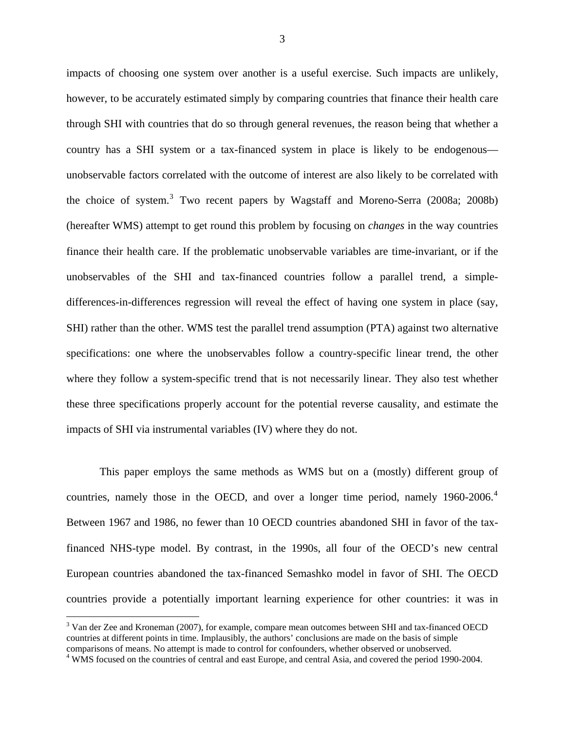impacts of choosing one system over another is a useful exercise. Such impacts are unlikely, however, to be accurately estimated simply by comparing countries that finance their health care through SHI with countries that do so through general revenues, the reason being that whether a country has a SHI system or a tax-financed system in place is likely to be endogenous—unobservable factors correlated with the outcome of interest are also likely to be correlated with the choice of system.[3] Two recent papers by Wagstaff and Moreno-Serra (2008a; 2008b) (hereafter WMS) attempt to get round this problem by focusing on *changes* in the way countries finance their health care. If the problematic unobservable variables are time-invariant, or if the unobservables of the SHI and tax-financed countries follow a parallel trend, a simple-differences-in-differences regression will reveal the effect of having one system in place (say, SHI) rather than the other. WMS test the parallel trend assumption (PTA) against two alternative specifications: one where the unobservables follow a country-specific linear trend, the other where they follow a system-specific trend that is not necessarily linear. They also test whether these three specifications properly account for the potential reverse causality, and estimate the impacts of SHI via instrumental variables (IV) where they do not.

This paper employs the same methods as WMS but on a (mostly) different group of countries, namely those in the OECD, and over a longer time period, namely 1960-2006.[4] Between 1967 and 1986, no fewer than 10 OECD countries abandoned SHI in favor of the tax-financed NHS-type model. By contrast, in the 1990s, all four of the OECD's new central European countries abandoned the tax-financed Semashko model in favor of SHI. The OECD countries provide a potentially important learning experience for other countries: it was in

[3] Van der Zee and Kroneman (2007), for example, compare mean outcomes between SHI and tax-financed OECD countries at different points in time. Implausibly, the authors' conclusions are made on the basis of simple comparisons of means. No attempt is made to control for confounders, whether observed or unobserved.

[4] WMS focused on the countries of central and east Europe, and central Asia, and covered the period 1990-2004.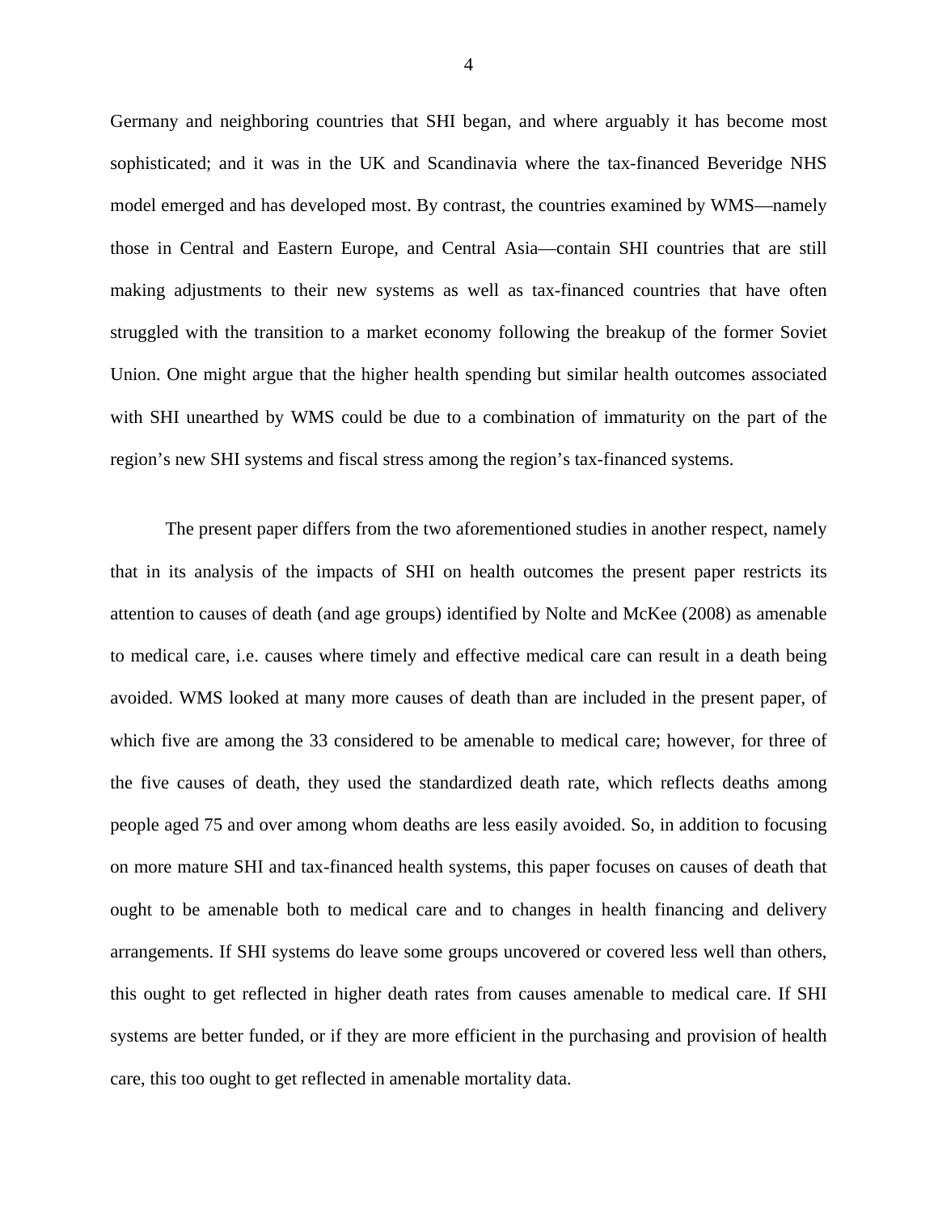Germany and neighboring countries that SHI began, and where arguably it has become most sophisticated; and it was in the UK and Scandinavia where the tax-financed Beveridge NHS model emerged and has developed most. By contrast, the countries examined by WMS—namely those in Central and Eastern Europe, and Central Asia—contain SHI countries that are still making adjustments to their new systems as well as tax-financed countries that have often struggled with the transition to a market economy following the breakup of the former Soviet Union. One might argue that the higher health spending but similar health outcomes associated with SHI unearthed by WMS could be due to a combination of immaturity on the part of the region's new SHI systems and fiscal stress among the region's tax-financed systems.

The present paper differs from the two aforementioned studies in another respect, namely that in its analysis of the impacts of SHI on health outcomes the present paper restricts its attention to causes of death (and age groups) identified by Nolte and McKee (2008) as amenable to medical care, i.e. causes where timely and effective medical care can result in a death being avoided. WMS looked at many more causes of death than are included in the present paper, of which five are among the 33 considered to be amenable to medical care; however, for three of the five causes of death, they used the standardized death rate, which reflects deaths among people aged 75 and over among whom deaths are less easily avoided. So, in addition to focusing on more mature SHI and tax-financed health systems, this paper focuses on causes of death that ought to be amenable both to medical care and to changes in health financing and delivery arrangements. If SHI systems do leave some groups uncovered or covered less well than others, this ought to get reflected in higher death rates from causes amenable to medical care. If SHI systems are better funded, or if they are more efficient in the purchasing and provision of health care, this too ought to get reflected in amenable mortality data.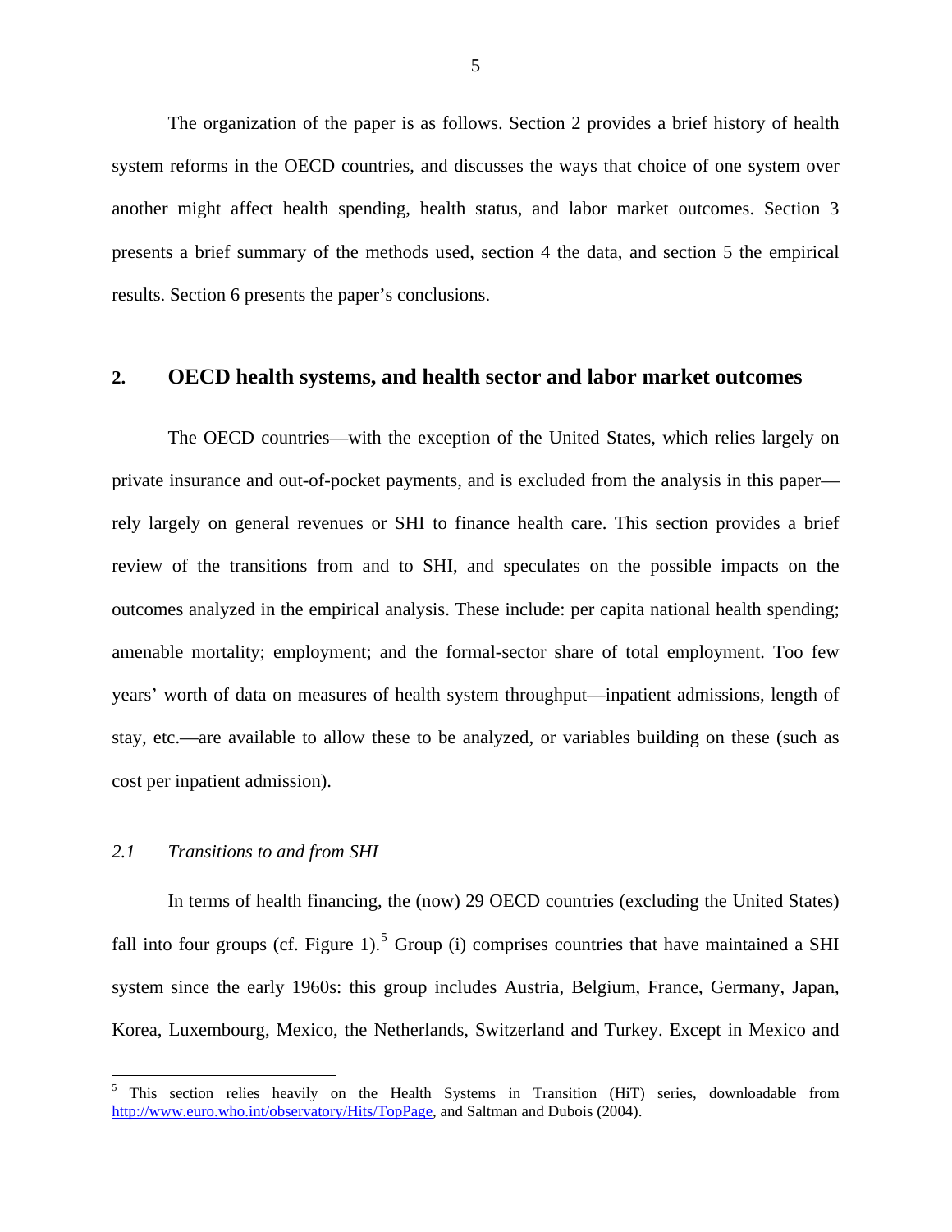The organization of the paper is as follows. Section 2 provides a brief history of health system reforms in the OECD countries, and discusses the ways that choice of one system over another might affect health spending, health status, and labor market outcomes. Section 3 presents a brief summary of the methods used, section 4 the data, and section 5 the empirical results. Section 6 presents the paper's conclusions.

## 2. OECD health systems, and health sector and labor market outcomes

The OECD countries—with the exception of the United States, which relies largely on private insurance and out-of-pocket payments, and is excluded from the analysis in this paper—rely largely on general revenues or SHI to finance health care. This section provides a brief review of the transitions from and to SHI, and speculates on the possible impacts on the outcomes analyzed in the empirical analysis. These include: per capita national health spending; amenable mortality; employment; and the formal-sector share of total employment. Too few years' worth of data on measures of health system throughput—inpatient admissions, length of stay, etc.—are available to allow these to be analyzed, or variables building on these (such as cost per inpatient admission).

### *2.1 Transitions to and from SHI*

In terms of health financing, the (now) 29 OECD countries (excluding the United States) fall into four groups (cf. Figure 1).[5] Group (i) comprises countries that have maintained a SHI system since the early 1960s: this group includes Austria, Belgium, France, Germany, Japan, Korea, Luxembourg, Mexico, the Netherlands, Switzerland and Turkey. Except in Mexico and

[5] This section relies heavily on the Health Systems in Transition (HiT) series, downloadable from http://www.euro.who.int/observatory/Hits/TopPage, and Saltman and Dubois (2004).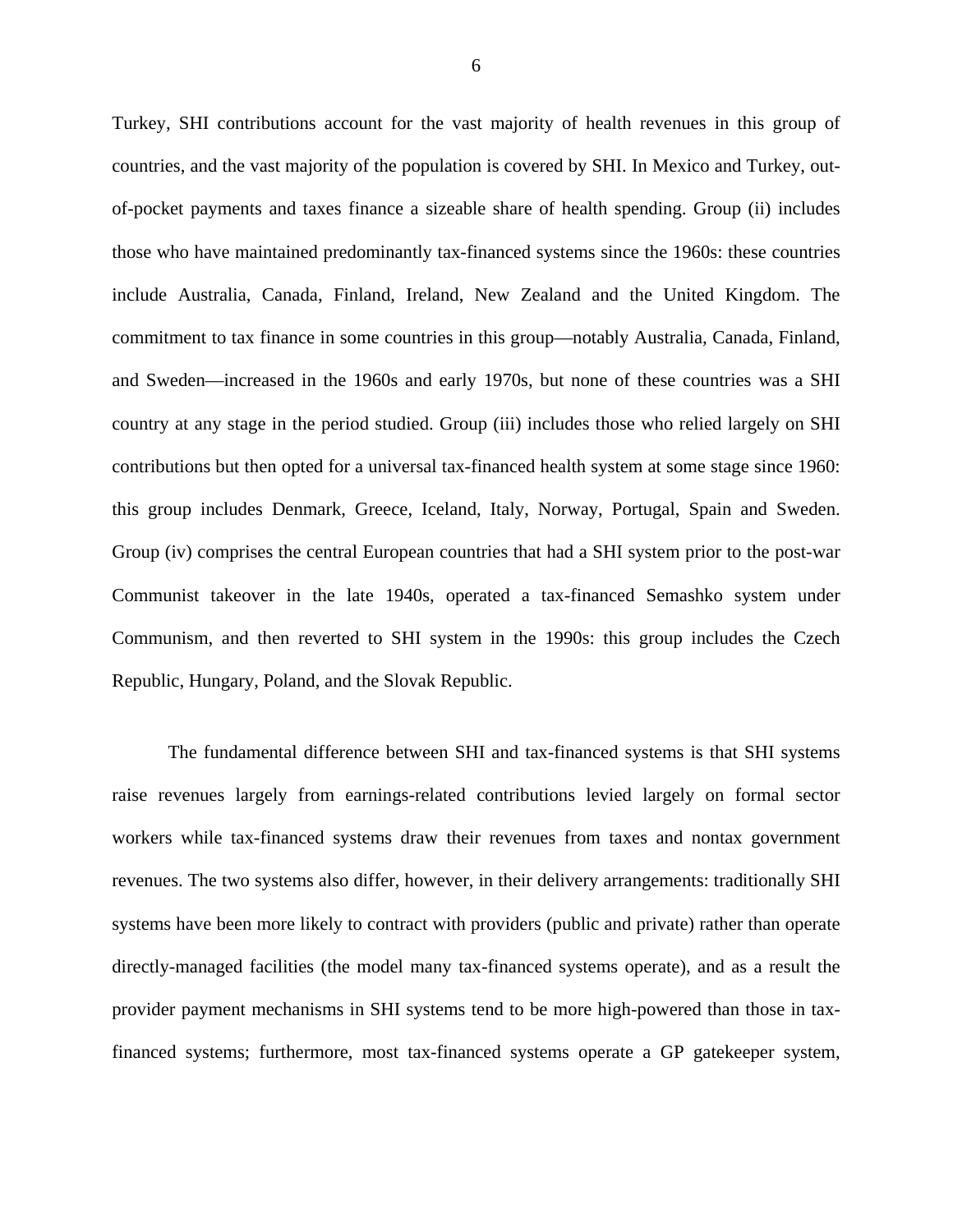Turkey, SHI contributions account for the vast majority of health revenues in this group of countries, and the vast majority of the population is covered by SHI. In Mexico and Turkey, out-of-pocket payments and taxes finance a sizeable share of health spending. Group (ii) includes those who have maintained predominantly tax-financed systems since the 1960s: these countries include Australia, Canada, Finland, Ireland, New Zealand and the United Kingdom. The commitment to tax finance in some countries in this group—notably Australia, Canada, Finland, and Sweden—increased in the 1960s and early 1970s, but none of these countries was a SHI country at any stage in the period studied. Group (iii) includes those who relied largely on SHI contributions but then opted for a universal tax-financed health system at some stage since 1960: this group includes Denmark, Greece, Iceland, Italy, Norway, Portugal, Spain and Sweden. Group (iv) comprises the central European countries that had a SHI system prior to the post-war Communist takeover in the late 1940s, operated a tax-financed Semashko system under Communism, and then reverted to SHI system in the 1990s: this group includes the Czech Republic, Hungary, Poland, and the Slovak Republic.

The fundamental difference between SHI and tax-financed systems is that SHI systems raise revenues largely from earnings-related contributions levied largely on formal sector workers while tax-financed systems draw their revenues from taxes and nontax government revenues. The two systems also differ, however, in their delivery arrangements: traditionally SHI systems have been more likely to contract with providers (public and private) rather than operate directly-managed facilities (the model many tax-financed systems operate), and as a result the provider payment mechanisms in SHI systems tend to be more high-powered than those in tax-financed systems; furthermore, most tax-financed systems operate a GP gatekeeper system,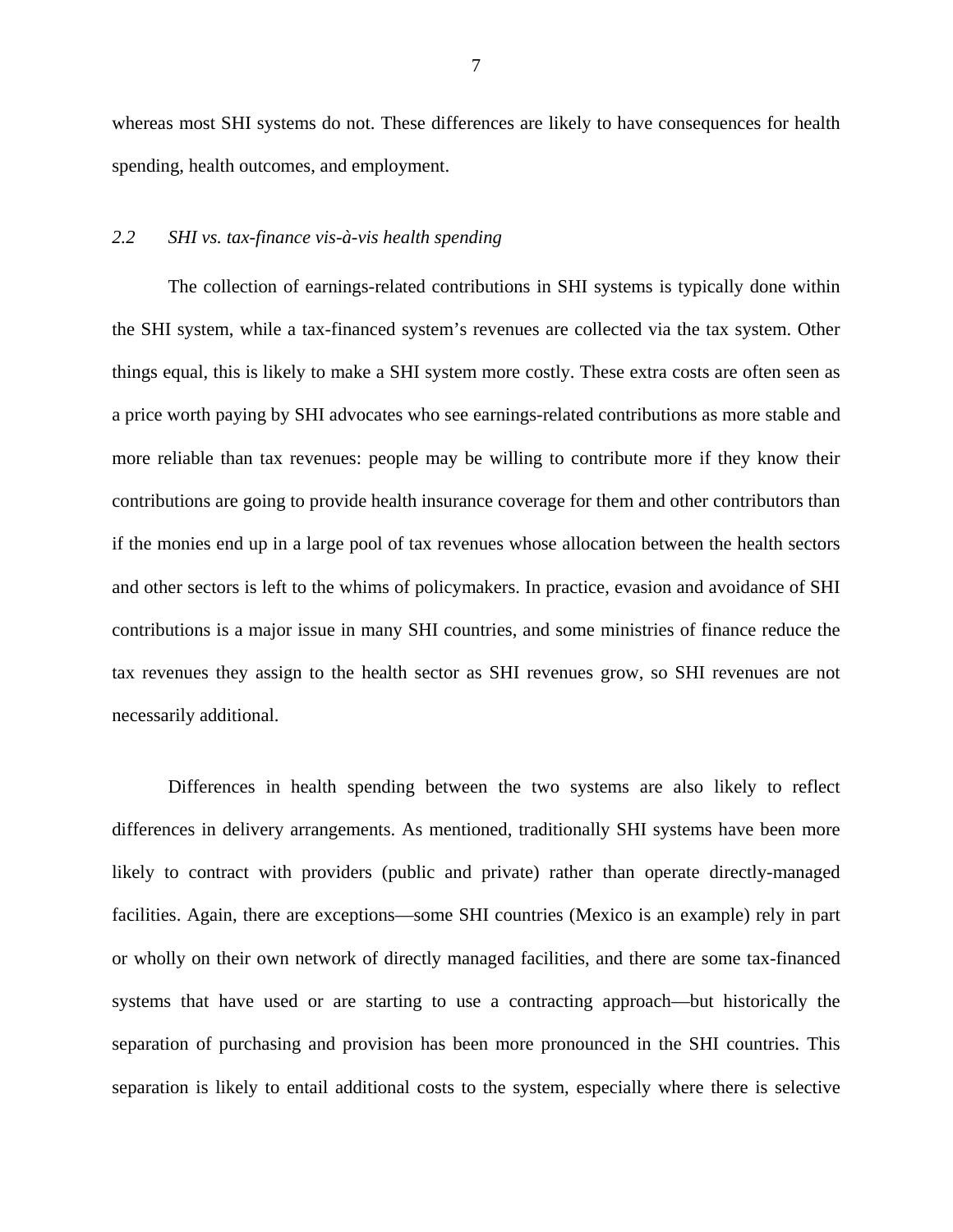whereas most SHI systems do not. These differences are likely to have consequences for health spending, health outcomes, and employment.

### *2.2 SHI vs. tax-finance vis-à-vis health spending*

The collection of earnings-related contributions in SHI systems is typically done within the SHI system, while a tax-financed system's revenues are collected via the tax system. Other things equal, this is likely to make a SHI system more costly. These extra costs are often seen as a price worth paying by SHI advocates who see earnings-related contributions as more stable and more reliable than tax revenues: people may be willing to contribute more if they know their contributions are going to provide health insurance coverage for them and other contributors than if the monies end up in a large pool of tax revenues whose allocation between the health sectors and other sectors is left to the whims of policymakers. In practice, evasion and avoidance of SHI contributions is a major issue in many SHI countries, and some ministries of finance reduce the tax revenues they assign to the health sector as SHI revenues grow, so SHI revenues are not necessarily additional.

Differences in health spending between the two systems are also likely to reflect differences in delivery arrangements. As mentioned, traditionally SHI systems have been more likely to contract with providers (public and private) rather than operate directly-managed facilities. Again, there are exceptions—some SHI countries (Mexico is an example) rely in part or wholly on their own network of directly managed facilities, and there are some tax-financed systems that have used or are starting to use a contracting approach—but historically the separation of purchasing and provision has been more pronounced in the SHI countries. This separation is likely to entail additional costs to the system, especially where there is selective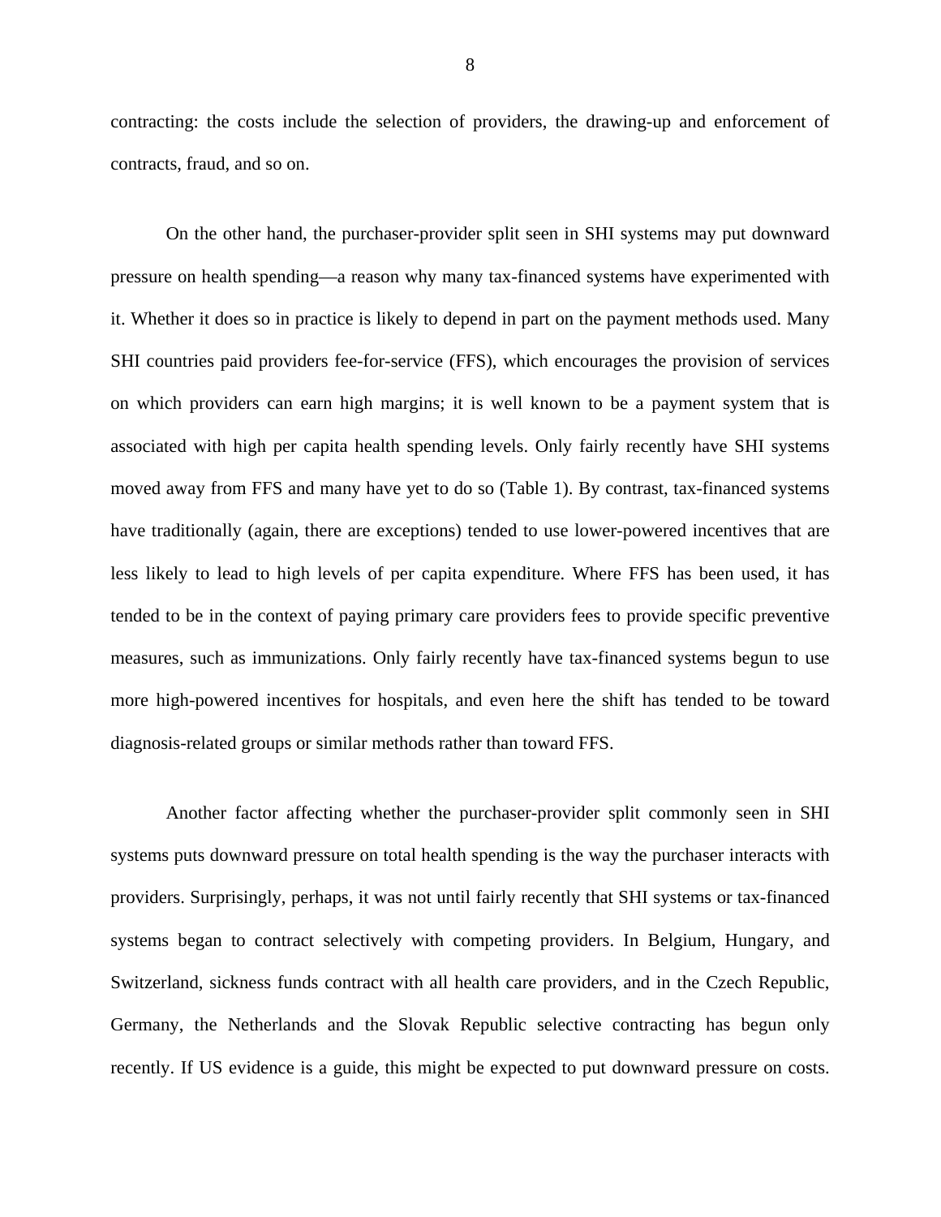contracting: the costs include the selection of providers, the drawing-up and enforcement of contracts, fraud, and so on.

On the other hand, the purchaser-provider split seen in SHI systems may put downward pressure on health spending—a reason why many tax-financed systems have experimented with it. Whether it does so in practice is likely to depend in part on the payment methods used. Many SHI countries paid providers fee-for-service (FFS), which encourages the provision of services on which providers can earn high margins; it is well known to be a payment system that is associated with high per capita health spending levels. Only fairly recently have SHI systems moved away from FFS and many have yet to do so (Table 1). By contrast, tax-financed systems have traditionally (again, there are exceptions) tended to use lower-powered incentives that are less likely to lead to high levels of per capita expenditure. Where FFS has been used, it has tended to be in the context of paying primary care providers fees to provide specific preventive measures, such as immunizations. Only fairly recently have tax-financed systems begun to use more high-powered incentives for hospitals, and even here the shift has tended to be toward diagnosis-related groups or similar methods rather than toward FFS.

Another factor affecting whether the purchaser-provider split commonly seen in SHI systems puts downward pressure on total health spending is the way the purchaser interacts with providers. Surprisingly, perhaps, it was not until fairly recently that SHI systems or tax-financed systems began to contract selectively with competing providers. In Belgium, Hungary, and Switzerland, sickness funds contract with all health care providers, and in the Czech Republic, Germany, the Netherlands and the Slovak Republic selective contracting has begun only recently. If US evidence is a guide, this might be expected to put downward pressure on costs.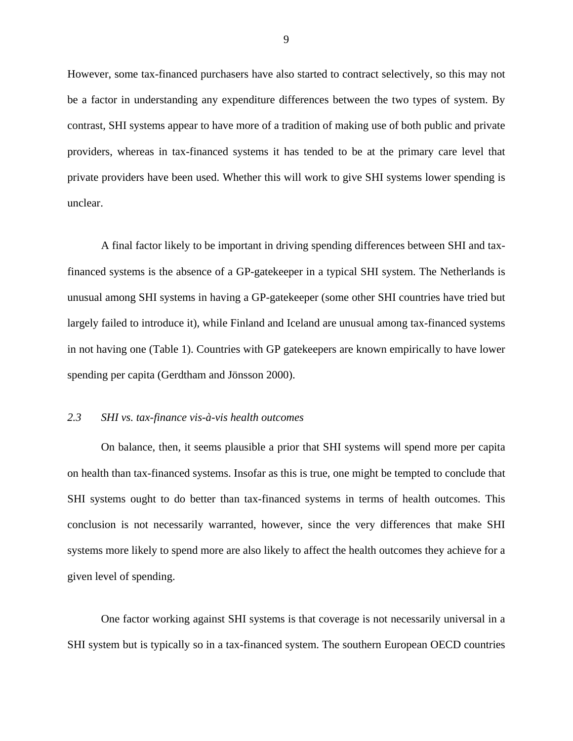However, some tax-financed purchasers have also started to contract selectively, so this may not be a factor in understanding any expenditure differences between the two types of system. By contrast, SHI systems appear to have more of a tradition of making use of both public and private providers, whereas in tax-financed systems it has tended to be at the primary care level that private providers have been used. Whether this will work to give SHI systems lower spending is unclear.

A final factor likely to be important in driving spending differences between SHI and tax-financed systems is the absence of a GP-gatekeeper in a typical SHI system. The Netherlands is unusual among SHI systems in having a GP-gatekeeper (some other SHI countries have tried but largely failed to introduce it), while Finland and Iceland are unusual among tax-financed systems in not having one (Table 1). Countries with GP gatekeepers are known empirically to have lower spending per capita (Gerdtham and Jönsson 2000).

### *2.3 SHI vs. tax-finance vis-à-vis health outcomes*

On balance, then, it seems plausible a prior that SHI systems will spend more per capita on health than tax-financed systems. Insofar as this is true, one might be tempted to conclude that SHI systems ought to do better than tax-financed systems in terms of health outcomes. This conclusion is not necessarily warranted, however, since the very differences that make SHI systems more likely to spend more are also likely to affect the health outcomes they achieve for a given level of spending.

One factor working against SHI systems is that coverage is not necessarily universal in a SHI system but is typically so in a tax-financed system. The southern European OECD countries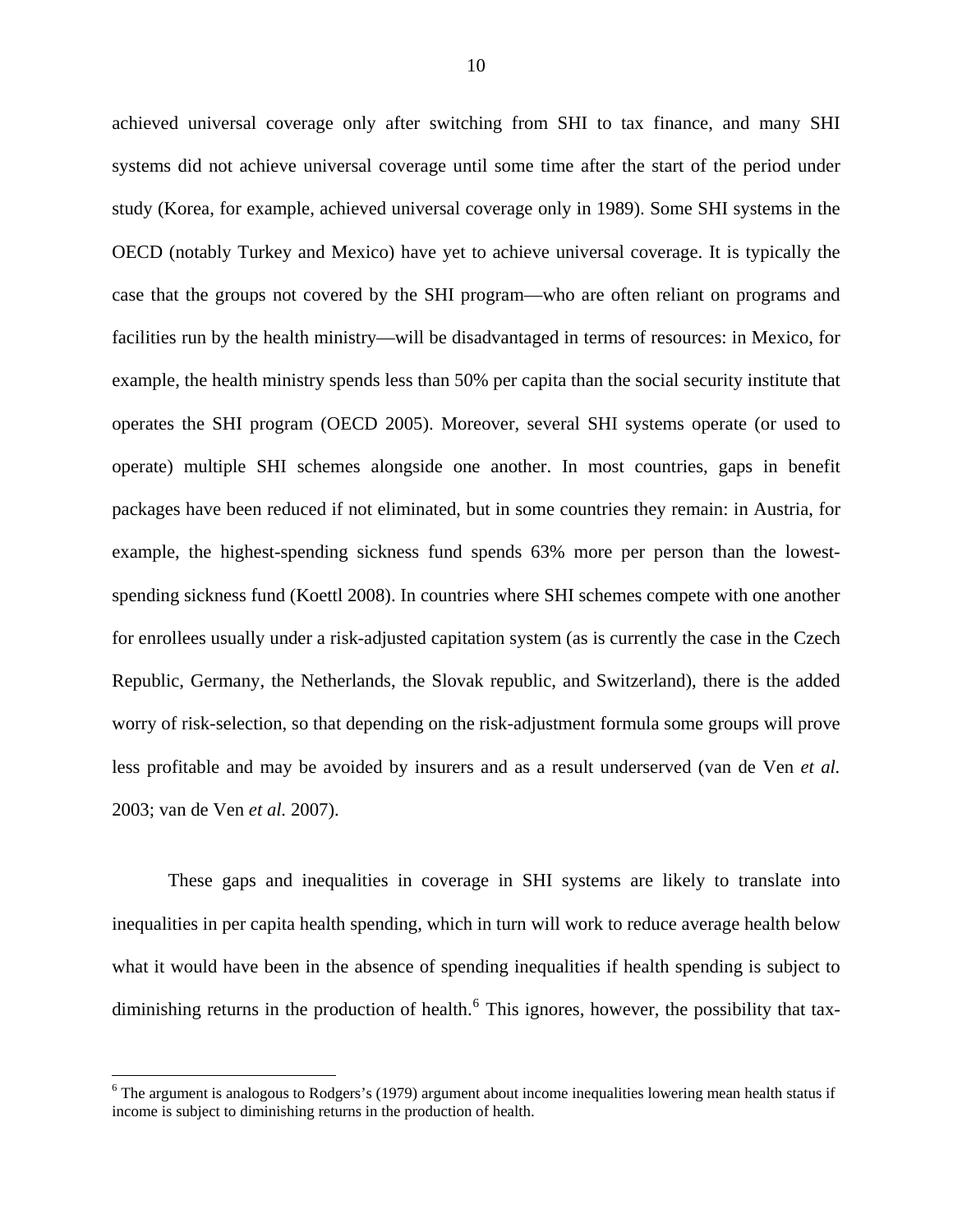achieved universal coverage only after switching from SHI to tax finance, and many SHI systems did not achieve universal coverage until some time after the start of the period under study (Korea, for example, achieved universal coverage only in 1989). Some SHI systems in the OECD (notably Turkey and Mexico) have yet to achieve universal coverage. It is typically the case that the groups not covered by the SHI program—who are often reliant on programs and facilities run by the health ministry—will be disadvantaged in terms of resources: in Mexico, for example, the health ministry spends less than 50% per capita than the social security institute that operates the SHI program (OECD 2005). Moreover, several SHI systems operate (or used to operate) multiple SHI schemes alongside one another. In most countries, gaps in benefit packages have been reduced if not eliminated, but in some countries they remain: in Austria, for example, the highest-spending sickness fund spends 63% more per person than the lowest-spending sickness fund (Koettl 2008). In countries where SHI schemes compete with one another for enrollees usually under a risk-adjusted capitation system (as is currently the case in the Czech Republic, Germany, the Netherlands, the Slovak republic, and Switzerland), there is the added worry of risk-selection, so that depending on the risk-adjustment formula some groups will prove less profitable and may be avoided by insurers and as a result underserved (van de Ven *et al.* 2003; van de Ven *et al.* 2007).

These gaps and inequalities in coverage in SHI systems are likely to translate into inequalities in per capita health spending, which in turn will work to reduce average health below what it would have been in the absence of spending inequalities if health spending is subject to diminishing returns in the production of health.[6] This ignores, however, the possibility that tax-

[6] The argument is analogous to Rodgers's (1979) argument about income inequalities lowering mean health status if income is subject to diminishing returns in the production of health.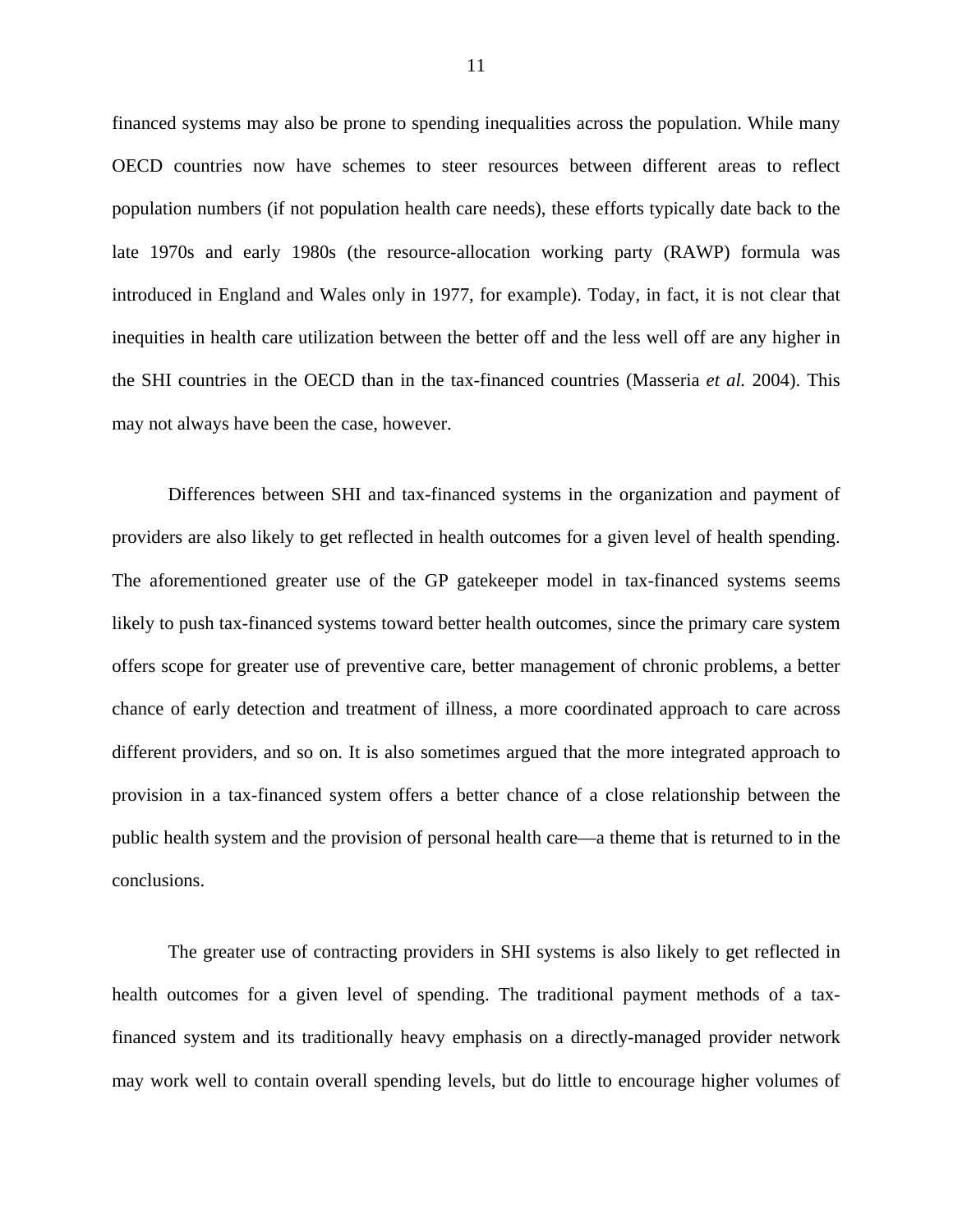financed systems may also be prone to spending inequalities across the population. While many OECD countries now have schemes to steer resources between different areas to reflect population numbers (if not population health care needs), these efforts typically date back to the late 1970s and early 1980s (the resource-allocation working party (RAWP) formula was introduced in England and Wales only in 1977, for example). Today, in fact, it is not clear that inequities in health care utilization between the better off and the less well off are any higher in the SHI countries in the OECD than in the tax-financed countries (Masseria *et al.* 2004). This may not always have been the case, however.

Differences between SHI and tax-financed systems in the organization and payment of providers are also likely to get reflected in health outcomes for a given level of health spending. The aforementioned greater use of the GP gatekeeper model in tax-financed systems seems likely to push tax-financed systems toward better health outcomes, since the primary care system offers scope for greater use of preventive care, better management of chronic problems, a better chance of early detection and treatment of illness, a more coordinated approach to care across different providers, and so on. It is also sometimes argued that the more integrated approach to provision in a tax-financed system offers a better chance of a close relationship between the public health system and the provision of personal health care—a theme that is returned to in the conclusions.

The greater use of contracting providers in SHI systems is also likely to get reflected in health outcomes for a given level of spending. The traditional payment methods of a tax-financed system and its traditionally heavy emphasis on a directly-managed provider network may work well to contain overall spending levels, but do little to encourage higher volumes of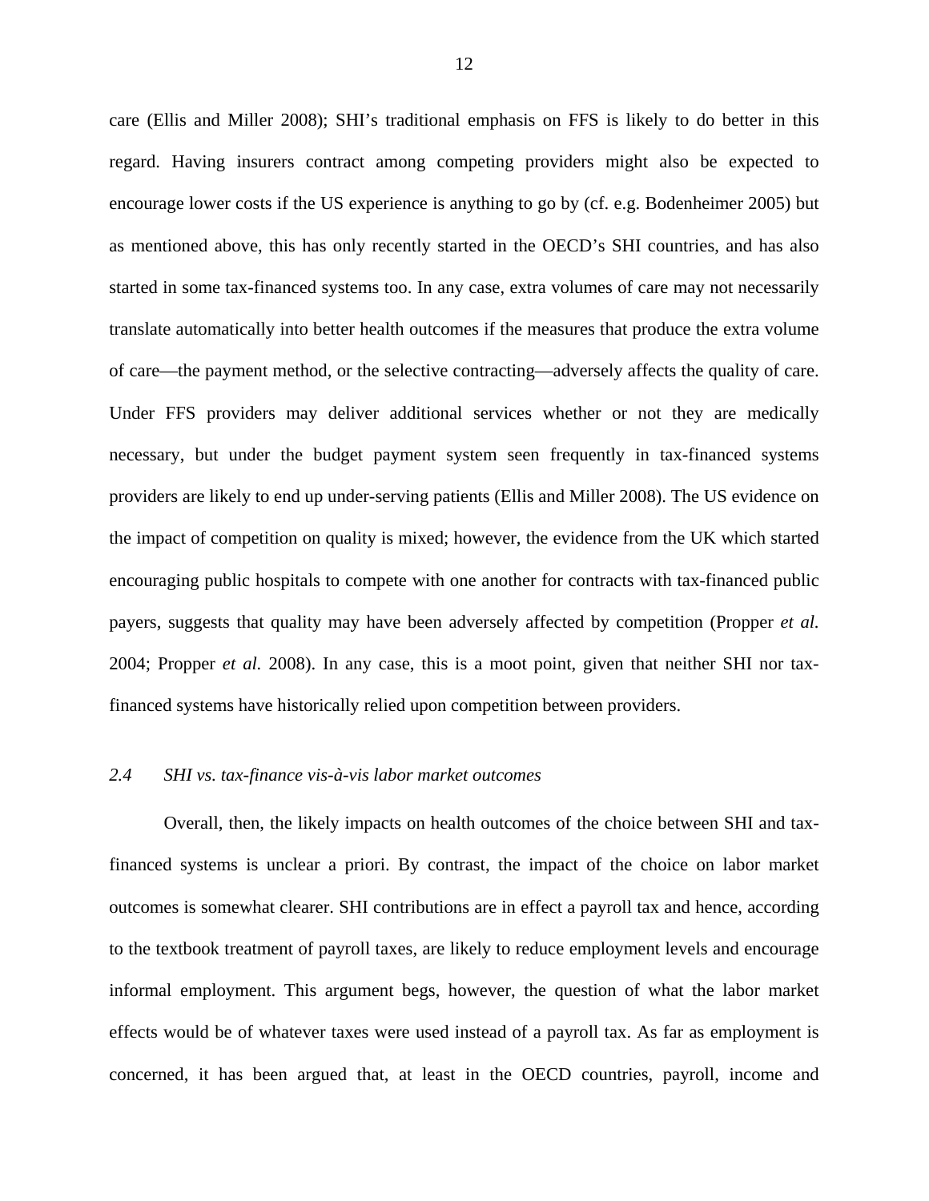care (Ellis and Miller 2008); SHI's traditional emphasis on FFS is likely to do better in this regard. Having insurers contract among competing providers might also be expected to encourage lower costs if the US experience is anything to go by (cf. e.g. Bodenheimer 2005) but as mentioned above, this has only recently started in the OECD's SHI countries, and has also started in some tax-financed systems too. In any case, extra volumes of care may not necessarily translate automatically into better health outcomes if the measures that produce the extra volume of care—the payment method, or the selective contracting—adversely affects the quality of care. Under FFS providers may deliver additional services whether or not they are medically necessary, but under the budget payment system seen frequently in tax-financed systems providers are likely to end up under-serving patients (Ellis and Miller 2008). The US evidence on the impact of competition on quality is mixed; however, the evidence from the UK which started encouraging public hospitals to compete with one another for contracts with tax-financed public payers, suggests that quality may have been adversely affected by competition (Propper *et al.* 2004; Propper *et al.* 2008). In any case, this is a moot point, given that neither SHI nor tax-financed systems have historically relied upon competition between providers.

### *2.4 SHI vs. tax-finance vis-à-vis labor market outcomes*

Overall, then, the likely impacts on health outcomes of the choice between SHI and tax-financed systems is unclear a priori. By contrast, the impact of the choice on labor market outcomes is somewhat clearer. SHI contributions are in effect a payroll tax and hence, according to the textbook treatment of payroll taxes, are likely to reduce employment levels and encourage informal employment. This argument begs, however, the question of what the labor market effects would be of whatever taxes were used instead of a payroll tax. As far as employment is concerned, it has been argued that, at least in the OECD countries, payroll, income and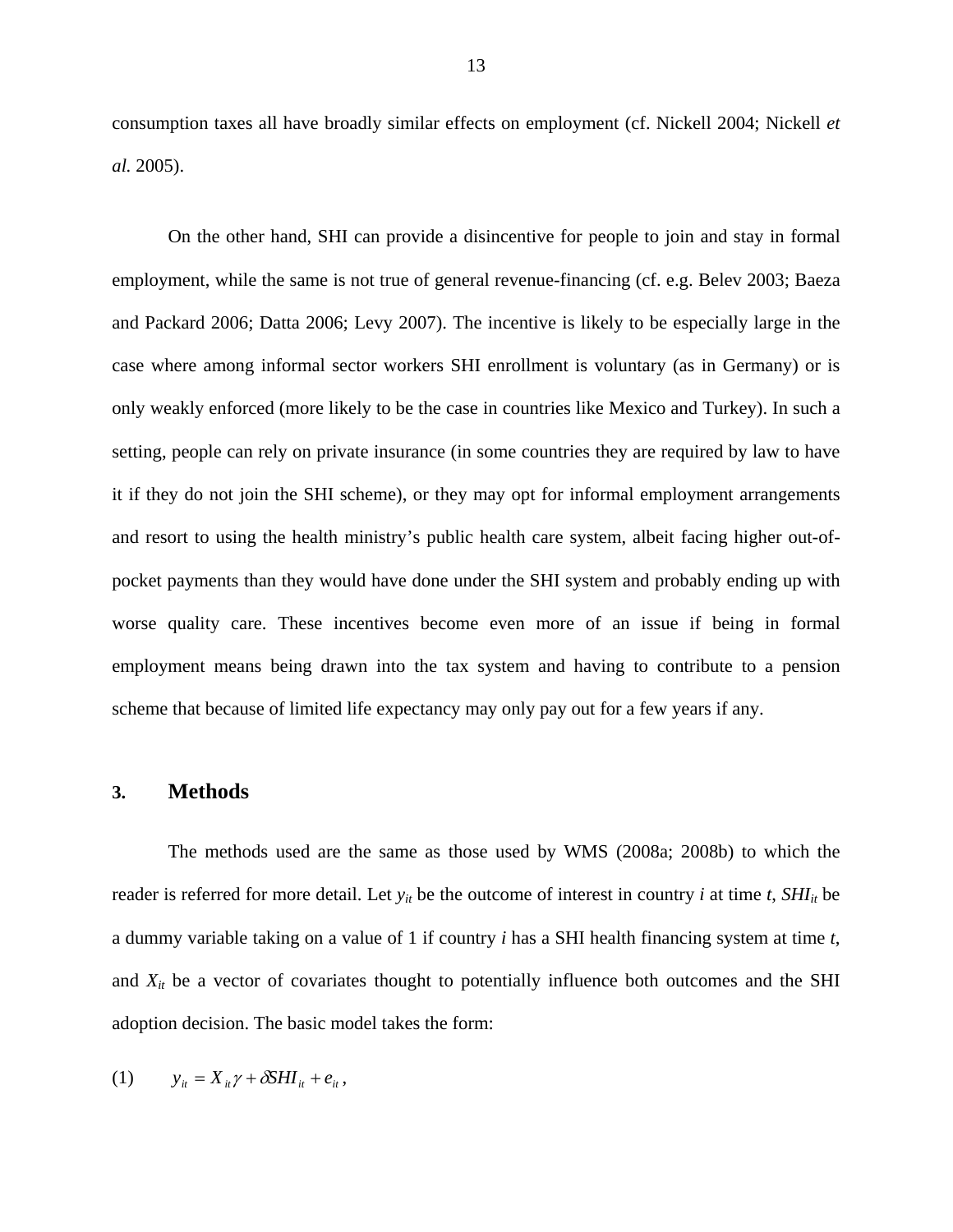consumption taxes all have broadly similar effects on employment (cf. Nickell 2004; Nickell *et al.* 2005).

On the other hand, SHI can provide a disincentive for people to join and stay in formal employment, while the same is not true of general revenue-financing (cf. e.g. Belev 2003; Baeza and Packard 2006; Datta 2006; Levy 2007). The incentive is likely to be especially large in the case where among informal sector workers SHI enrollment is voluntary (as in Germany) or is only weakly enforced (more likely to be the case in countries like Mexico and Turkey). In such a setting, people can rely on private insurance (in some countries they are required by law to have it if they do not join the SHI scheme), or they may opt for informal employment arrangements and resort to using the health ministry's public health care system, albeit facing higher out-of-pocket payments than they would have done under the SHI system and probably ending up with worse quality care. These incentives become even more of an issue if being in formal employment means being drawn into the tax system and having to contribute to a pension scheme that because of limited life expectancy may only pay out for a few years if any.

## 3. Methods

The methods used are the same as those used by WMS (2008a; 2008b) to which the reader is referred for more detail. Let $y_{it}$ be the outcome of interest in country $i$ at time $t$, $SHI_{it}$ be a dummy variable taking on a value of 1 if country $i$ has a SHI health financing system at time $t$, and $X_{it}$ be a vector of covariates thought to potentially influence both outcomes and the SHI adoption decision. The basic model takes the form:

$$(1) \qquad y_{it} = X_{it}\gamma + \delta SHI_{it} + e_{it} \, ,$$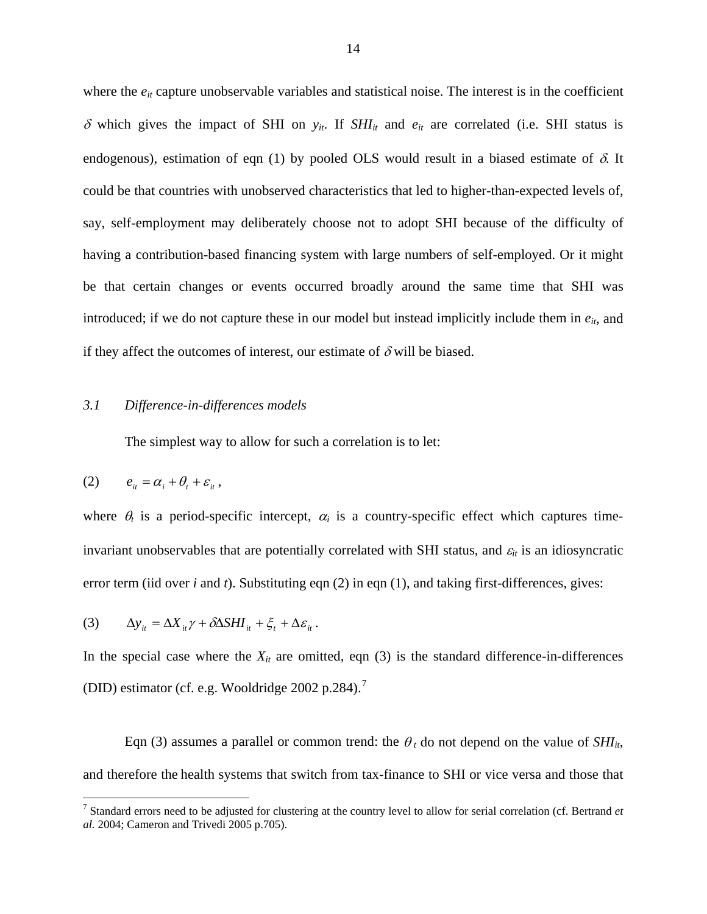where the $e_{it}$ capture unobservable variables and statistical noise. The interest is in the coefficient $\delta$ which gives the impact of SHI on $y_{it}$. If $SHI_{it}$ and $e_{it}$ are correlated (i.e. SHI status is endogenous), estimation of eqn (1) by pooled OLS would result in a biased estimate of $\delta$. It could be that countries with unobserved characteristics that led to higher-than-expected levels of, say, self-employment may deliberately choose not to adopt SHI because of the difficulty of having a contribution-based financing system with large numbers of self-employed. Or it might be that certain changes or events occurred broadly around the same time that SHI was introduced; if we do not capture these in our model but instead implicitly include them in $e_{it}$, and if they affect the outcomes of interest, our estimate of $\delta$ will be biased.

### *3.1 Difference-in-differences models*

The simplest way to allow for such a correlation is to let:

$$(2) \qquad e_{it} = \alpha_i + \theta_t + \varepsilon_{it} \, ,$$

where $\theta_t$ is a period-specific intercept, $\alpha_i$ is a country-specific effect which captures time-invariant unobservables that are potentially correlated with SHI status, and $\varepsilon_{it}$ is an idiosyncratic error term (iid over *i* and *t*). Substituting eqn (2) in eqn (1), and taking first-differences, gives:

$$(3) \qquad \Delta y_{it} = \Delta X_{it}\gamma + \delta \Delta SHI_{it} + \xi_t + \Delta \varepsilon_{it} \, .$$

In the special case where the $X_{it}$ are omitted, eqn (3) is the standard difference-in-differences (DID) estimator (cf. e.g. Wooldridge 2002 p.284).[7]

Eqn (3) assumes a parallel or common trend: the $\theta_t$ do not depend on the value of $SHI_{it}$, and therefore the health systems that switch from tax-finance to SHI or vice versa and those that

[7] Standard errors need to be adjusted for clustering at the country level to allow for serial correlation (cf. Bertrand *et al.* 2004; Cameron and Trivedi 2005 p.705).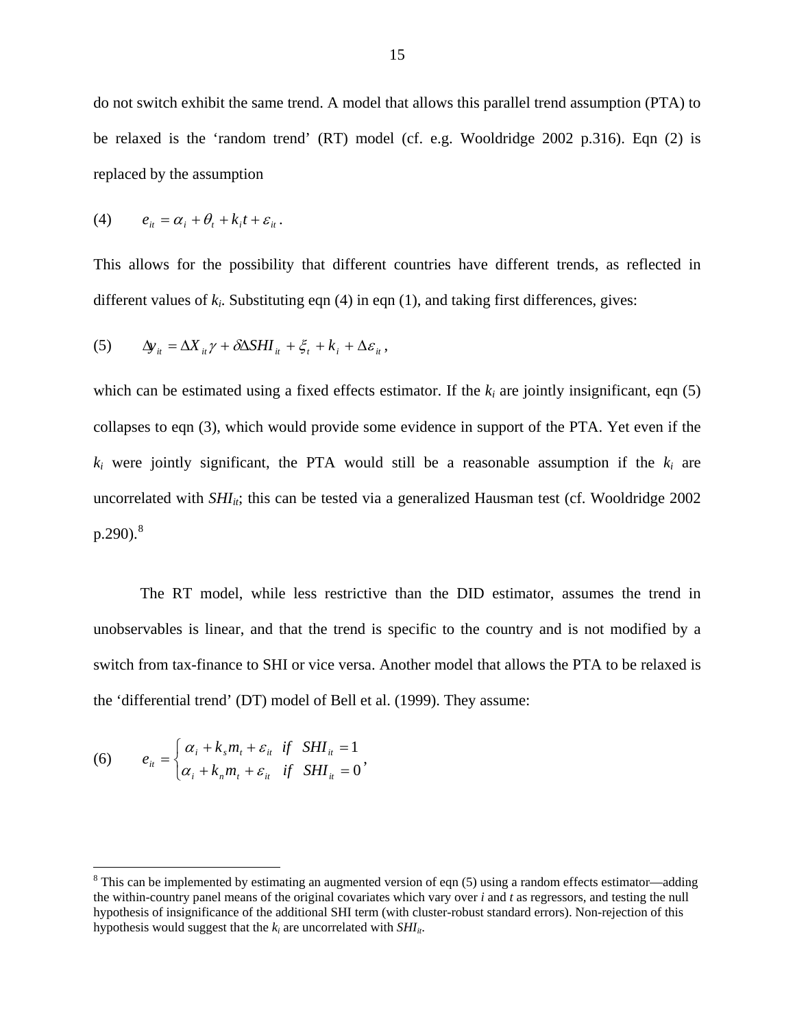do not switch exhibit the same trend. A model that allows this parallel trend assumption (PTA) to be relaxed is the 'random trend' (RT) model (cf. e.g. Wooldridge 2002 p.316). Eqn (2) is replaced by the assumption

$$(4) \qquad e_{it} = \alpha_i + \theta_t + k_i t + \varepsilon_{it} .$$

This allows for the possibility that different countries have different trends, as reflected in different values of $k_i$. Substituting eqn (4) in eqn (1), and taking first differences, gives:

$$(5) \qquad \Delta y_{it} = \Delta X_{it}\gamma + \delta \Delta SHI_{it} + \xi_t + k_i + \Delta\varepsilon_{it} ,$$

which can be estimated using a fixed effects estimator. If the $k_i$ are jointly insignificant, eqn (5) collapses to eqn (3), which would provide some evidence in support of the PTA. Yet even if the $k_i$ were jointly significant, the PTA would still be a reasonable assumption if the $k_i$ are uncorrelated with $SHI_{it}$; this can be tested via a generalized Hausman test (cf. Wooldridge 2002 p.290).[8]

The RT model, while less restrictive than the DID estimator, assumes the trend in unobservables is linear, and that the trend is specific to the country and is not modified by a switch from tax-finance to SHI or vice versa. Another model that allows the PTA to be relaxed is the 'differential trend' (DT) model of Bell et al. (1999). They assume:

$$(6) \qquad e_{it} = \begin{cases} \alpha_i + k_s m_t + \varepsilon_{it} & if \quad SHI_{it} = 1 \\ \alpha_i + k_n m_t + \varepsilon_{it} & if \quad SHI_{it} = 0 \end{cases},$$

[8] This can be implemented by estimating an augmented version of eqn (5) using a random effects estimator—adding the within-country panel means of the original covariates which vary over *i* and *t* as regressors, and testing the null hypothesis of insignificance of the additional SHI term (with cluster-robust standard errors). Non-rejection of this hypothesis would suggest that the $k_i$ are uncorrelated with $SHI_{it}$.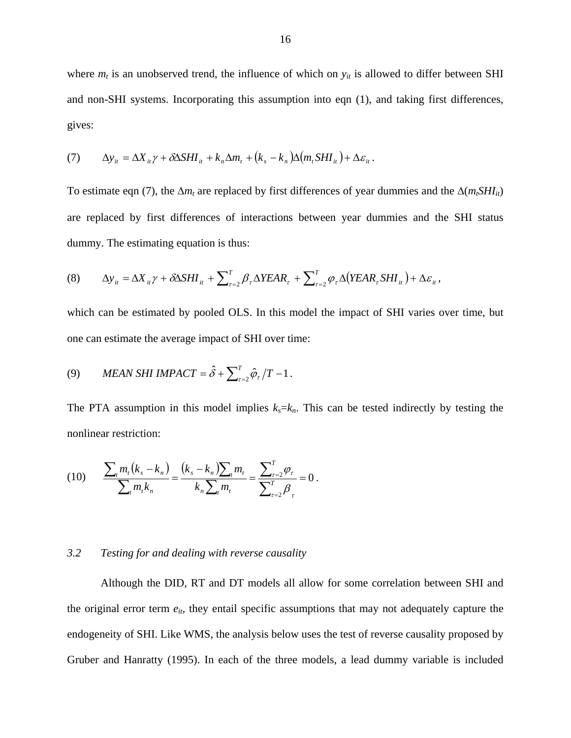where $m_t$ is an unobserved trend, the influence of which on $y_{it}$ is allowed to differ between SHI and non-SHI systems. Incorporating this assumption into eqn (1), and taking first differences, gives:

$$(7) \qquad \Delta y_{it} = \Delta X_{it}\gamma + \delta \Delta SHI_{it} + k_n \Delta m_t + (k_s - k_n)\Delta(m_t SHI_{it}) + \Delta\varepsilon_{it}\,.$$

To estimate eqn (7), the $\Delta m_t$ are replaced by first differences of year dummies and the $\Delta(m_t SHI_{it})$ are replaced by first differences of interactions between year dummies and the SHI status dummy. The estimating equation is thus:

$$(8) \qquad \Delta y_{it} = \Delta X_{it}\gamma + \delta \Delta SHI_{it} + \sum\nolimits_{\tau=2}^{T} \beta_\tau \Delta YEAR_\tau + \sum\nolimits_{\tau=2}^{T} \varphi_\tau \Delta(YEAR_\tau SHI_{it}) + \Delta\varepsilon_{it}\,,$$

which can be estimated by pooled OLS. In this model the impact of SHI varies over time, but one can estimate the average impact of SHI over time:

$$(9) \qquad MEAN\ SHI\ IMPACT = \hat{\delta} + \sum\nolimits_{\tau=2}^{T} \hat{\varphi}_\tau / T - 1\,.$$

The PTA assumption in this model implies $k_s$=$k_n$. This can be tested indirectly by testing the nonlinear restriction:

$$(10) \qquad \frac{\sum_t m_t (k_s - k_n)}{\sum_t m_t k_n} = \frac{(k_s - k_n)\sum_t m_t}{k_n \sum_t m_t} = \frac{\sum_{\tau=2}^{T} \varphi_\tau}{\sum_{\tau=2}^{T} \beta_\tau} = 0\,.$$

### *3.2 Testing for and dealing with reverse causality*

Although the DID, RT and DT models all allow for some correlation between SHI and the original error term $e_{it}$, they entail specific assumptions that may not adequately capture the endogeneity of SHI. Like WMS, the analysis below uses the test of reverse causality proposed by Gruber and Hanratty (1995). In each of the three models, a lead dummy variable is included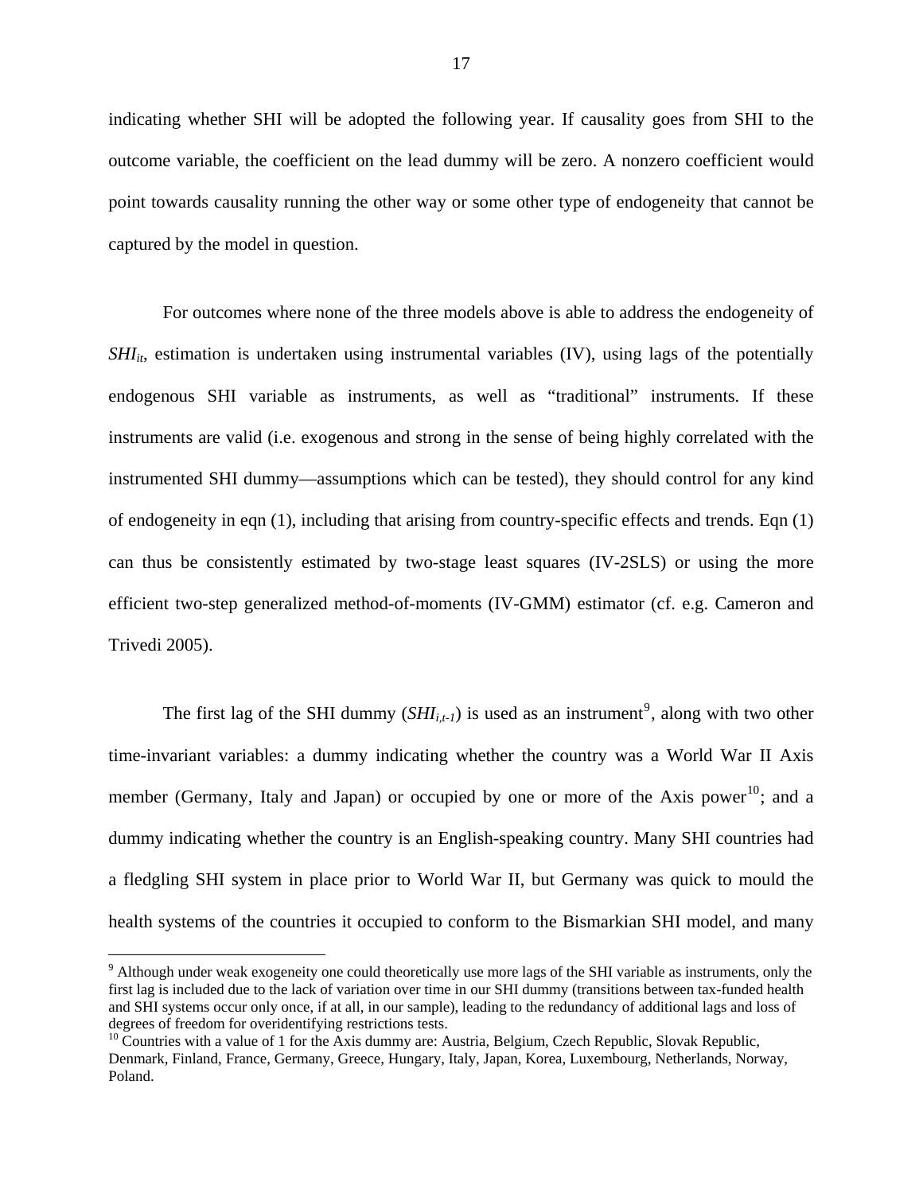indicating whether SHI will be adopted the following year. If causality goes from SHI to the outcome variable, the coefficient on the lead dummy will be zero. A nonzero coefficient would point towards causality running the other way or some other type of endogeneity that cannot be captured by the model in question.

For outcomes where none of the three models above is able to address the endogeneity of $SHI_{it}$, estimation is undertaken using instrumental variables (IV), using lags of the potentially endogenous SHI variable as instruments, as well as "traditional" instruments. If these instruments are valid (i.e. exogenous and strong in the sense of being highly correlated with the instrumented SHI dummy—assumptions which can be tested), they should control for any kind of endogeneity in eqn (1), including that arising from country-specific effects and trends. Eqn (1) can thus be consistently estimated by two-stage least squares (IV-2SLS) or using the more efficient two-step generalized method-of-moments (IV-GMM) estimator (cf. e.g. Cameron and Trivedi 2005).

The first lag of the SHI dummy ($SHI_{i,t-1}$) is used as an instrument[9], along with two other time-invariant variables: a dummy indicating whether the country was a World War II Axis member (Germany, Italy and Japan) or occupied by one or more of the Axis power[10]; and a dummy indicating whether the country is an English-speaking country. Many SHI countries had a fledgling SHI system in place prior to World War II, but Germany was quick to mould the health systems of the countries it occupied to conform to the Bismarkian SHI model, and many

---

[9] Although under weak exogeneity one could theoretically use more lags of the SHI variable as instruments, only the first lag is included due to the lack of variation over time in our SHI dummy (transitions between tax-funded health and SHI systems occur only once, if at all, in our sample), leading to the redundancy of additional lags and loss of degrees of freedom for overidentifying restrictions tests.

[10] Countries with a value of 1 for the Axis dummy are: Austria, Belgium, Czech Republic, Slovak Republic, Denmark, Finland, France, Germany, Greece, Hungary, Italy, Japan, Korea, Luxembourg, Netherlands, Norway, Poland.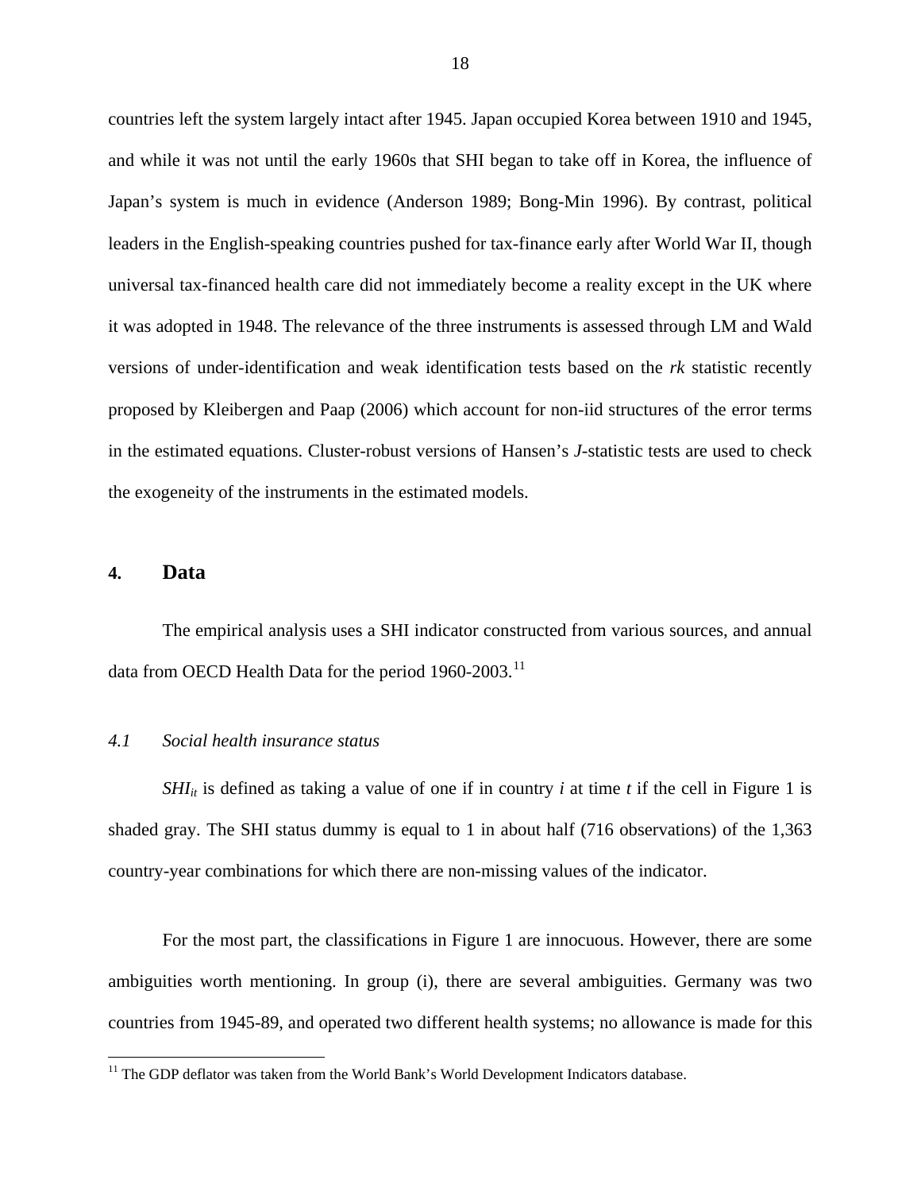countries left the system largely intact after 1945. Japan occupied Korea between 1910 and 1945, and while it was not until the early 1960s that SHI began to take off in Korea, the influence of Japan's system is much in evidence (Anderson 1989; Bong-Min 1996). By contrast, political leaders in the English-speaking countries pushed for tax-finance early after World War II, though universal tax-financed health care did not immediately become a reality except in the UK where it was adopted in 1948. The relevance of the three instruments is assessed through LM and Wald versions of under-identification and weak identification tests based on the *rk* statistic recently proposed by Kleibergen and Paap (2006) which account for non-iid structures of the error terms in the estimated equations. Cluster-robust versions of Hansen's *J*-statistic tests are used to check the exogeneity of the instruments in the estimated models.

## 4. Data

The empirical analysis uses a SHI indicator constructed from various sources, and annual data from OECD Health Data for the period 1960-2003.[11]

### *4.1 Social health insurance status*

$SHI_{it}$ is defined as taking a value of one if in country *i* at time *t* if the cell in Figure 1 is shaded gray. The SHI status dummy is equal to 1 in about half (716 observations) of the 1,363 country-year combinations for which there are non-missing values of the indicator.

For the most part, the classifications in Figure 1 are innocuous. However, there are some ambiguities worth mentioning. In group (i), there are several ambiguities. Germany was two countries from 1945-89, and operated two different health systems; no allowance is made for this

[11] The GDP deflator was taken from the World Bank's World Development Indicators database.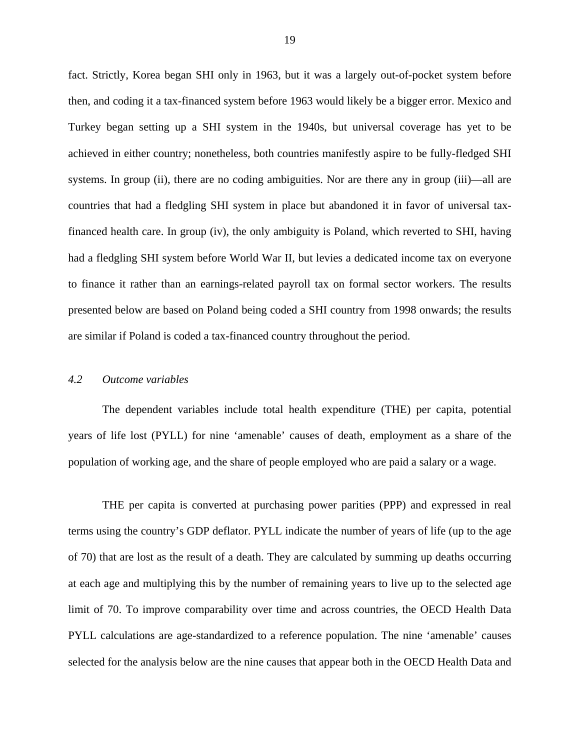fact. Strictly, Korea began SHI only in 1963, but it was a largely out-of-pocket system before then, and coding it a tax-financed system before 1963 would likely be a bigger error. Mexico and Turkey began setting up a SHI system in the 1940s, but universal coverage has yet to be achieved in either country; nonetheless, both countries manifestly aspire to be fully-fledged SHI systems. In group (ii), there are no coding ambiguities. Nor are there any in group (iii)—all are countries that had a fledgling SHI system in place but abandoned it in favor of universal tax-financed health care. In group (iv), the only ambiguity is Poland, which reverted to SHI, having had a fledgling SHI system before World War II, but levies a dedicated income tax on everyone to finance it rather than an earnings-related payroll tax on formal sector workers. The results presented below are based on Poland being coded a SHI country from 1998 onwards; the results are similar if Poland is coded a tax-financed country throughout the period.

### *4.2 Outcome variables*

The dependent variables include total health expenditure (THE) per capita, potential years of life lost (PYLL) for nine 'amenable' causes of death, employment as a share of the population of working age, and the share of people employed who are paid a salary or a wage.

THE per capita is converted at purchasing power parities (PPP) and expressed in real terms using the country's GDP deflator. PYLL indicate the number of years of life (up to the age of 70) that are lost as the result of a death. They are calculated by summing up deaths occurring at each age and multiplying this by the number of remaining years to live up to the selected age limit of 70. To improve comparability over time and across countries, the OECD Health Data PYLL calculations are age-standardized to a reference population. The nine 'amenable' causes selected for the analysis below are the nine causes that appear both in the OECD Health Data and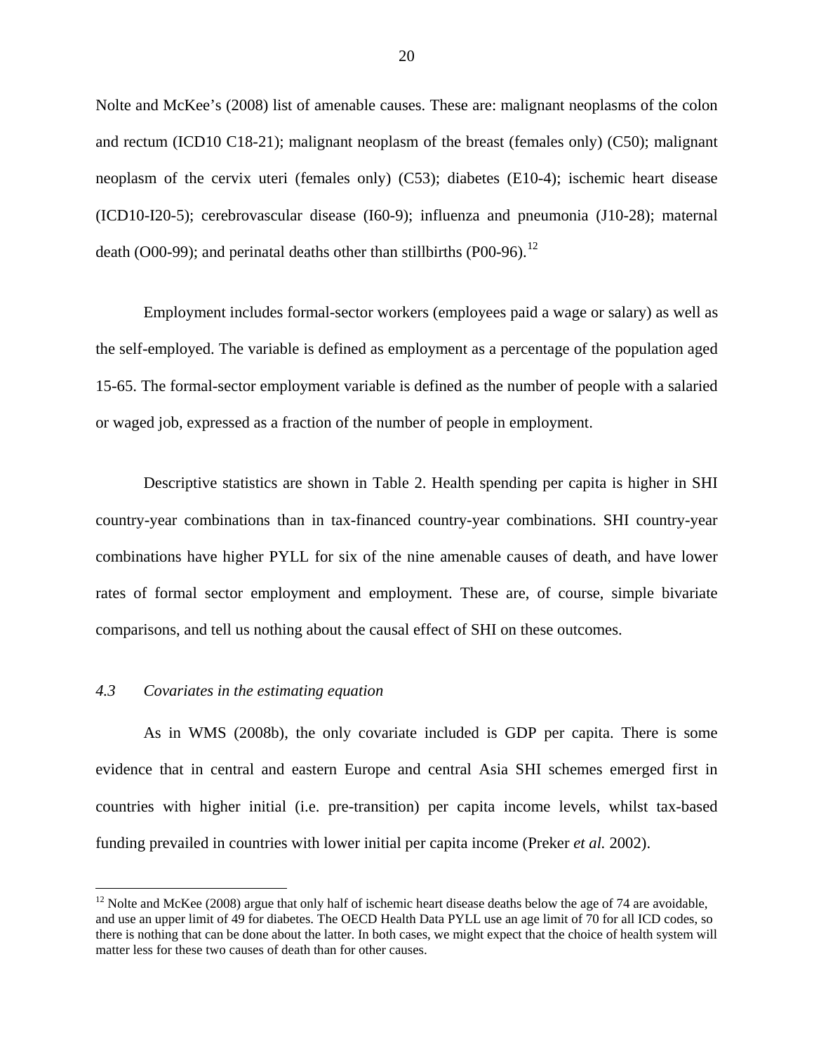Nolte and McKee's (2008) list of amenable causes. These are: malignant neoplasms of the colon and rectum (ICD10 C18-21); malignant neoplasm of the breast (females only) (C50); malignant neoplasm of the cervix uteri (females only) (C53); diabetes (E10-4); ischemic heart disease (ICD10-I20-5); cerebrovascular disease (I60-9); influenza and pneumonia (J10-28); maternal death (O00-99); and perinatal deaths other than stillbirths (P00-96).[12]

Employment includes formal-sector workers (employees paid a wage or salary) as well as the self-employed. The variable is defined as employment as a percentage of the population aged 15-65. The formal-sector employment variable is defined as the number of people with a salaried or waged job, expressed as a fraction of the number of people in employment.

Descriptive statistics are shown in Table 2. Health spending per capita is higher in SHI country-year combinations than in tax-financed country-year combinations. SHI country-year combinations have higher PYLL for six of the nine amenable causes of death, and have lower rates of formal sector employment and employment. These are, of course, simple bivariate comparisons, and tell us nothing about the causal effect of SHI on these outcomes.

### *4.3 Covariates in the estimating equation*

As in WMS (2008b), the only covariate included is GDP per capita. There is some evidence that in central and eastern Europe and central Asia SHI schemes emerged first in countries with higher initial (i.e. pre-transition) per capita income levels, whilst tax-based funding prevailed in countries with lower initial per capita income (Preker *et al.* 2002).

---

[12] Nolte and McKee (2008) argue that only half of ischemic heart disease deaths below the age of 74 are avoidable, and use an upper limit of 49 for diabetes. The OECD Health Data PYLL use an age limit of 70 for all ICD codes, so there is nothing that can be done about the latter. In both cases, we might expect that the choice of health system will matter less for these two causes of death than for other causes.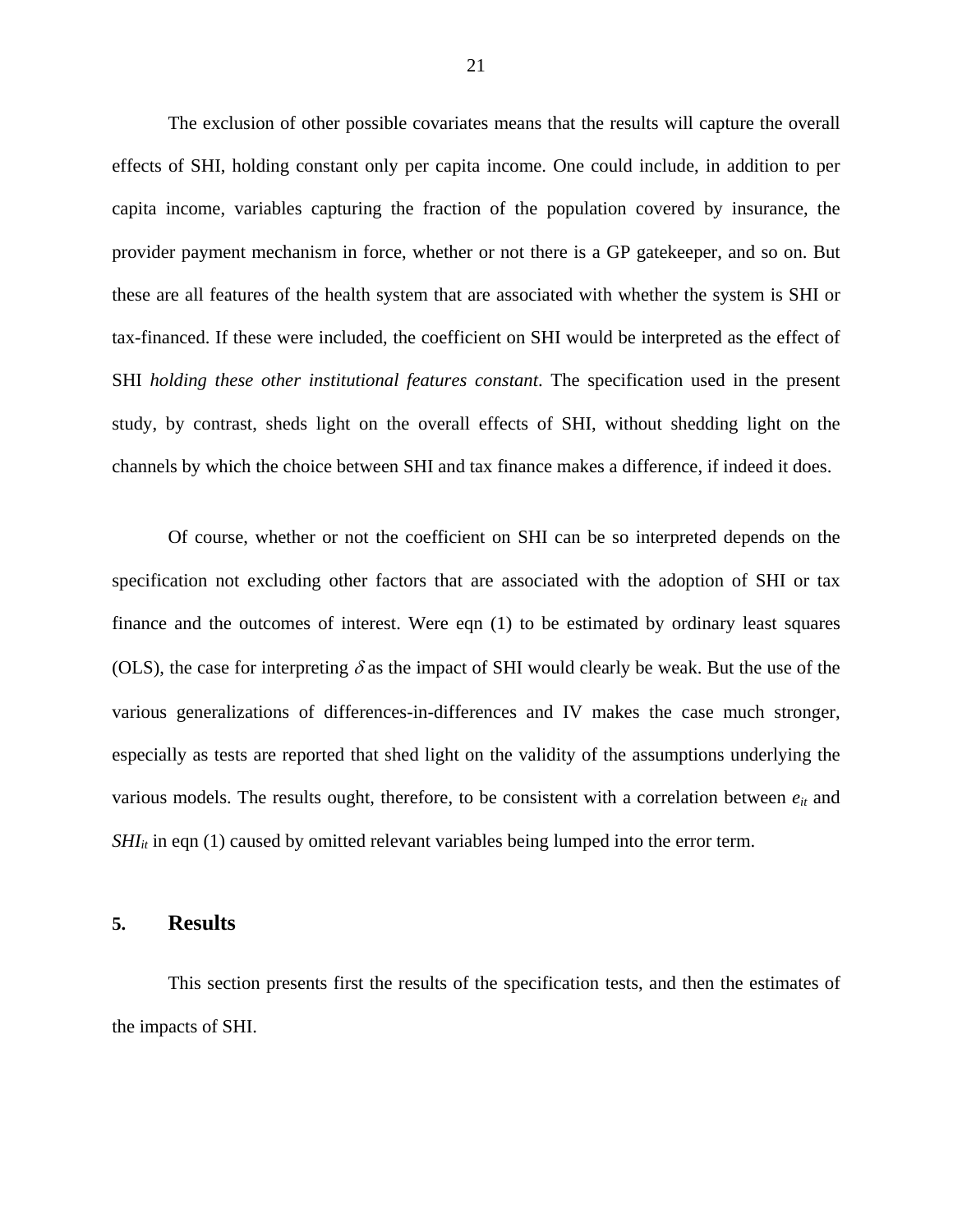The exclusion of other possible covariates means that the results will capture the overall effects of SHI, holding constant only per capita income. One could include, in addition to per capita income, variables capturing the fraction of the population covered by insurance, the provider payment mechanism in force, whether or not there is a GP gatekeeper, and so on. But these are all features of the health system that are associated with whether the system is SHI or tax-financed. If these were included, the coefficient on SHI would be interpreted as the effect of SHI *holding these other institutional features constant*. The specification used in the present study, by contrast, sheds light on the overall effects of SHI, without shedding light on the channels by which the choice between SHI and tax finance makes a difference, if indeed it does.

Of course, whether or not the coefficient on SHI can be so interpreted depends on the specification not excluding other factors that are associated with the adoption of SHI or tax finance and the outcomes of interest. Were eqn (1) to be estimated by ordinary least squares (OLS), the case for interpreting $\delta$ as the impact of SHI would clearly be weak. But the use of the various generalizations of differences-in-differences and IV makes the case much stronger, especially as tests are reported that shed light on the validity of the assumptions underlying the various models. The results ought, therefore, to be consistent with a correlation between $e_{it}$ and $SHI_{it}$ in eqn (1) caused by omitted relevant variables being lumped into the error term.

## 5. Results

This section presents first the results of the specification tests, and then the estimates of the impacts of SHI.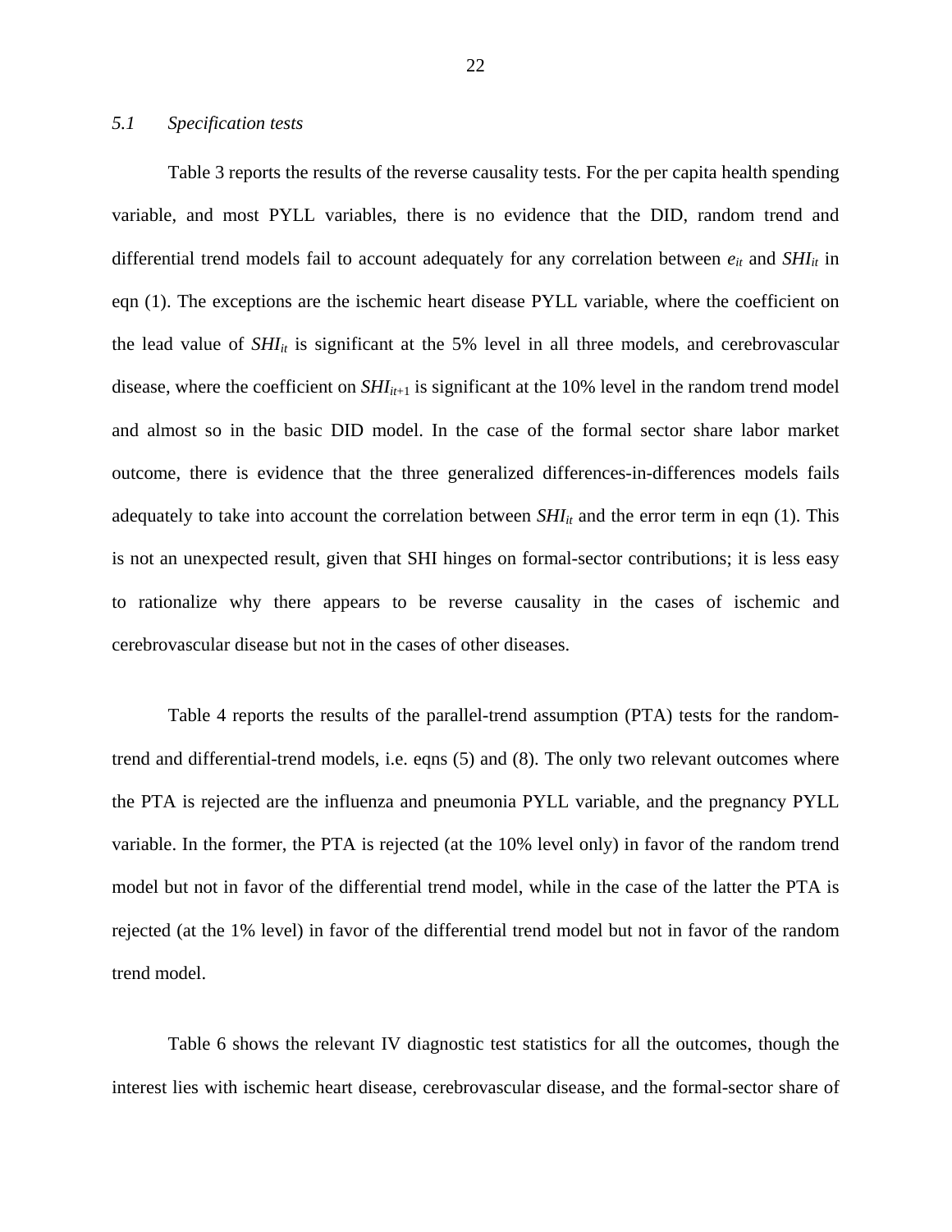### *5.1 Specification tests*

Table 3 reports the results of the reverse causality tests. For the per capita health spending variable, and most PYLL variables, there is no evidence that the DID, random trend and differential trend models fail to account adequately for any correlation between $e_{it}$ and $SHI_{it}$ in eqn (1). The exceptions are the ischemic heart disease PYLL variable, where the coefficient on the lead value of $SHI_{it}$ is significant at the 5% level in all three models, and cerebrovascular disease, where the coefficient on $SHI_{it+1}$ is significant at the 10% level in the random trend model and almost so in the basic DID model. In the case of the formal sector share labor market outcome, there is evidence that the three generalized differences-in-differences models fails adequately to take into account the correlation between $SHI_{it}$ and the error term in eqn (1). This is not an unexpected result, given that SHI hinges on formal-sector contributions; it is less easy to rationalize why there appears to be reverse causality in the cases of ischemic and cerebrovascular disease but not in the cases of other diseases.

Table 4 reports the results of the parallel-trend assumption (PTA) tests for the random-trend and differential-trend models, i.e. eqns (5) and (8). The only two relevant outcomes where the PTA is rejected are the influenza and pneumonia PYLL variable, and the pregnancy PYLL variable. In the former, the PTA is rejected (at the 10% level only) in favor of the random trend model but not in favor of the differential trend model, while in the case of the latter the PTA is rejected (at the 1% level) in favor of the differential trend model but not in favor of the random trend model.

Table 6 shows the relevant IV diagnostic test statistics for all the outcomes, though the interest lies with ischemic heart disease, cerebrovascular disease, and the formal-sector share of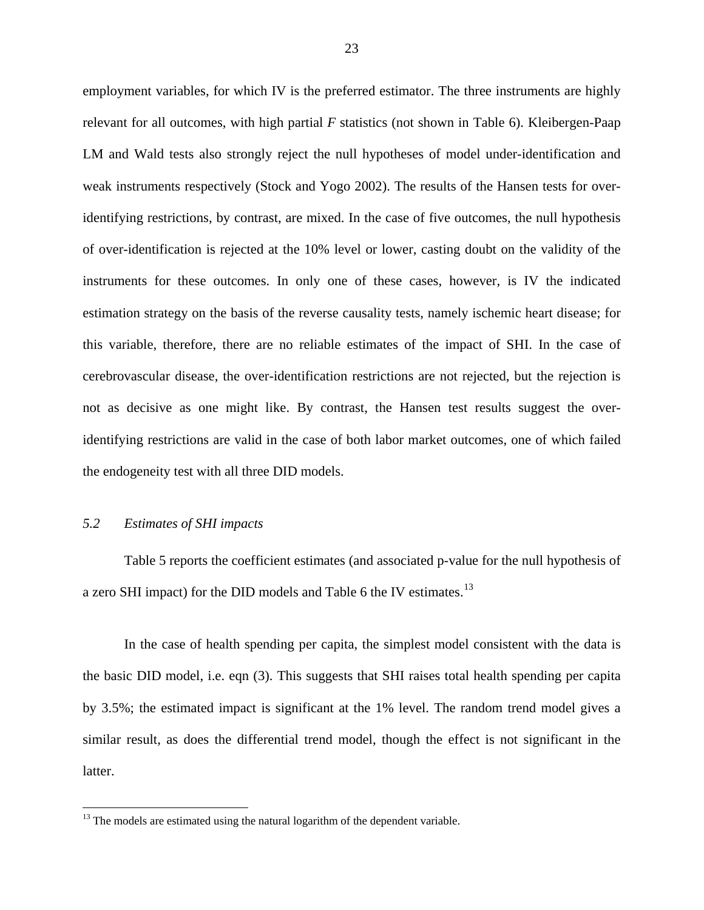employment variables, for which IV is the preferred estimator. The three instruments are highly relevant for all outcomes, with high partial *F* statistics (not shown in Table 6). Kleibergen-Paap LM and Wald tests also strongly reject the null hypotheses of model under-identification and weak instruments respectively (Stock and Yogo 2002). The results of the Hansen tests for over-identifying restrictions, by contrast, are mixed. In the case of five outcomes, the null hypothesis of over-identification is rejected at the 10% level or lower, casting doubt on the validity of the instruments for these outcomes. In only one of these cases, however, is IV the indicated estimation strategy on the basis of the reverse causality tests, namely ischemic heart disease; for this variable, therefore, there are no reliable estimates of the impact of SHI. In the case of cerebrovascular disease, the over-identification restrictions are not rejected, but the rejection is not as decisive as one might like. By contrast, the Hansen test results suggest the over-identifying restrictions are valid in the case of both labor market outcomes, one of which failed the endogeneity test with all three DID models.

### 5.2 *Estimates of SHI impacts*

Table 5 reports the coefficient estimates (and associated p-value for the null hypothesis of a zero SHI impact) for the DID models and Table 6 the IV estimates.[13]

In the case of health spending per capita, the simplest model consistent with the data is the basic DID model, i.e. eqn (3). This suggests that SHI raises total health spending per capita by 3.5%; the estimated impact is significant at the 1% level. The random trend model gives a similar result, as does the differential trend model, though the effect is not significant in the latter.

[13] The models are estimated using the natural logarithm of the dependent variable.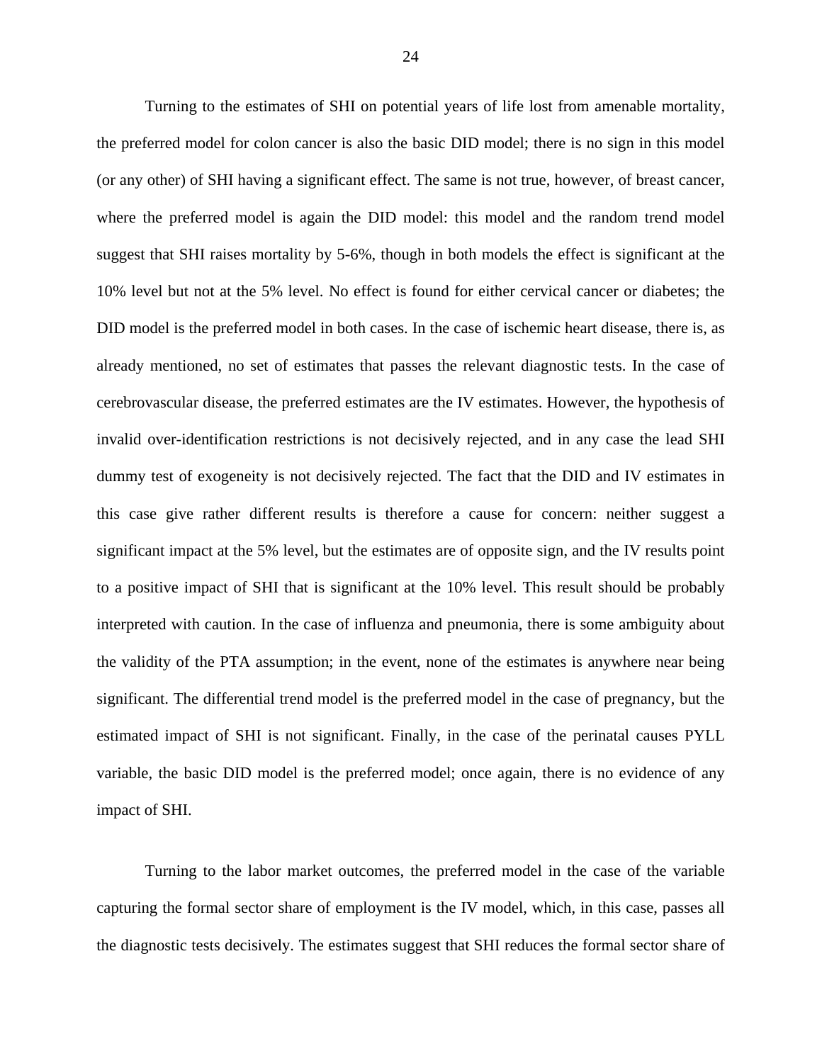Turning to the estimates of SHI on potential years of life lost from amenable mortality, the preferred model for colon cancer is also the basic DID model; there is no sign in this model (or any other) of SHI having a significant effect. The same is not true, however, of breast cancer, where the preferred model is again the DID model: this model and the random trend model suggest that SHI raises mortality by 5-6%, though in both models the effect is significant at the 10% level but not at the 5% level. No effect is found for either cervical cancer or diabetes; the DID model is the preferred model in both cases. In the case of ischemic heart disease, there is, as already mentioned, no set of estimates that passes the relevant diagnostic tests. In the case of cerebrovascular disease, the preferred estimates are the IV estimates. However, the hypothesis of invalid over-identification restrictions is not decisively rejected, and in any case the lead SHI dummy test of exogeneity is not decisively rejected. The fact that the DID and IV estimates in this case give rather different results is therefore a cause for concern: neither suggest a significant impact at the 5% level, but the estimates are of opposite sign, and the IV results point to a positive impact of SHI that is significant at the 10% level. This result should be probably interpreted with caution. In the case of influenza and pneumonia, there is some ambiguity about the validity of the PTA assumption; in the event, none of the estimates is anywhere near being significant. The differential trend model is the preferred model in the case of pregnancy, but the estimated impact of SHI is not significant. Finally, in the case of the perinatal causes PYLL variable, the basic DID model is the preferred model; once again, there is no evidence of any impact of SHI.

Turning to the labor market outcomes, the preferred model in the case of the variable capturing the formal sector share of employment is the IV model, which, in this case, passes all the diagnostic tests decisively. The estimates suggest that SHI reduces the formal sector share of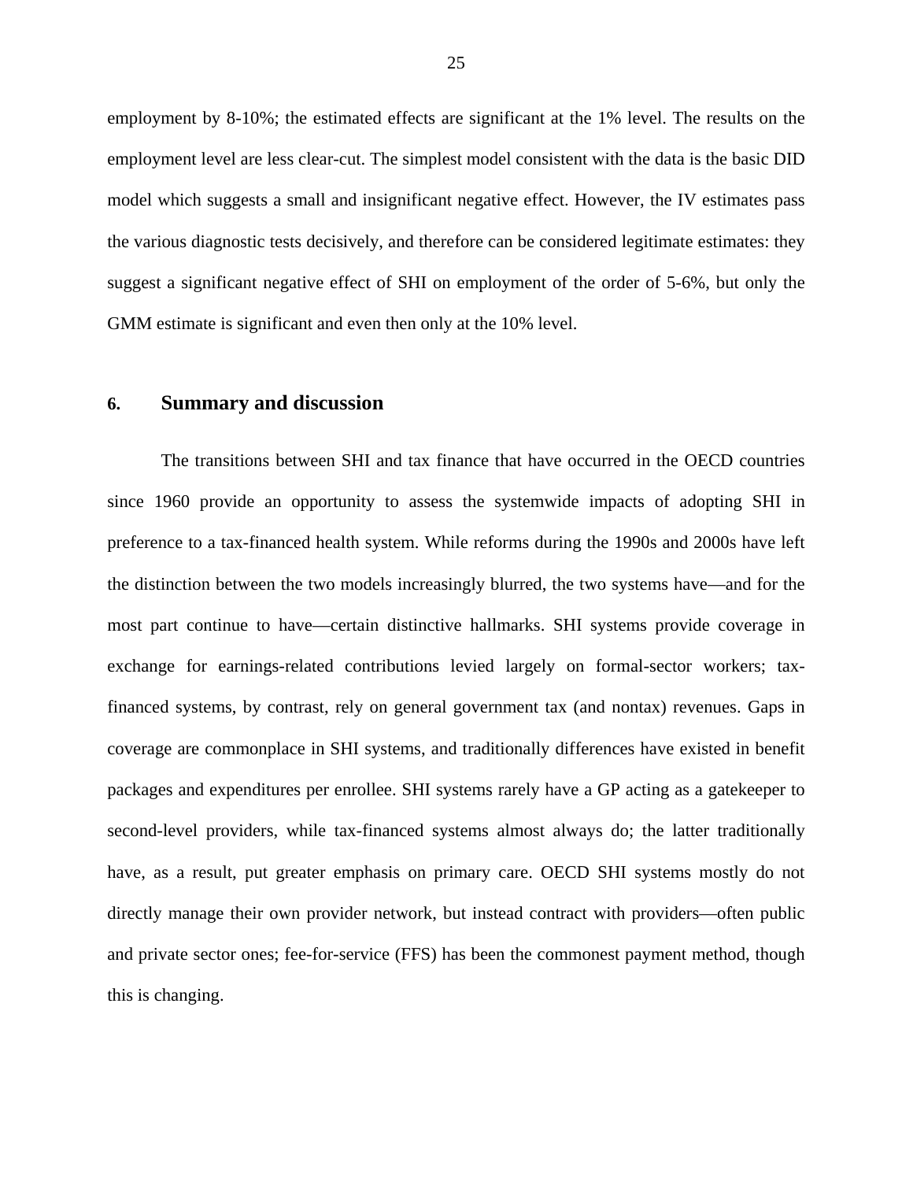employment by 8-10%; the estimated effects are significant at the 1% level. The results on the employment level are less clear-cut. The simplest model consistent with the data is the basic DID model which suggests a small and insignificant negative effect. However, the IV estimates pass the various diagnostic tests decisively, and therefore can be considered legitimate estimates: they suggest a significant negative effect of SHI on employment of the order of 5-6%, but only the GMM estimate is significant and even then only at the 10% level.

## 6. Summary and discussion

The transitions between SHI and tax finance that have occurred in the OECD countries since 1960 provide an opportunity to assess the systemwide impacts of adopting SHI in preference to a tax-financed health system. While reforms during the 1990s and 2000s have left the distinction between the two models increasingly blurred, the two systems have—and for the most part continue to have—certain distinctive hallmarks. SHI systems provide coverage in exchange for earnings-related contributions levied largely on formal-sector workers; tax-financed systems, by contrast, rely on general government tax (and nontax) revenues. Gaps in coverage are commonplace in SHI systems, and traditionally differences have existed in benefit packages and expenditures per enrollee. SHI systems rarely have a GP acting as a gatekeeper to second-level providers, while tax-financed systems almost always do; the latter traditionally have, as a result, put greater emphasis on primary care. OECD SHI systems mostly do not directly manage their own provider network, but instead contract with providers—often public and private sector ones; fee-for-service (FFS) has been the commonest payment method, though this is changing.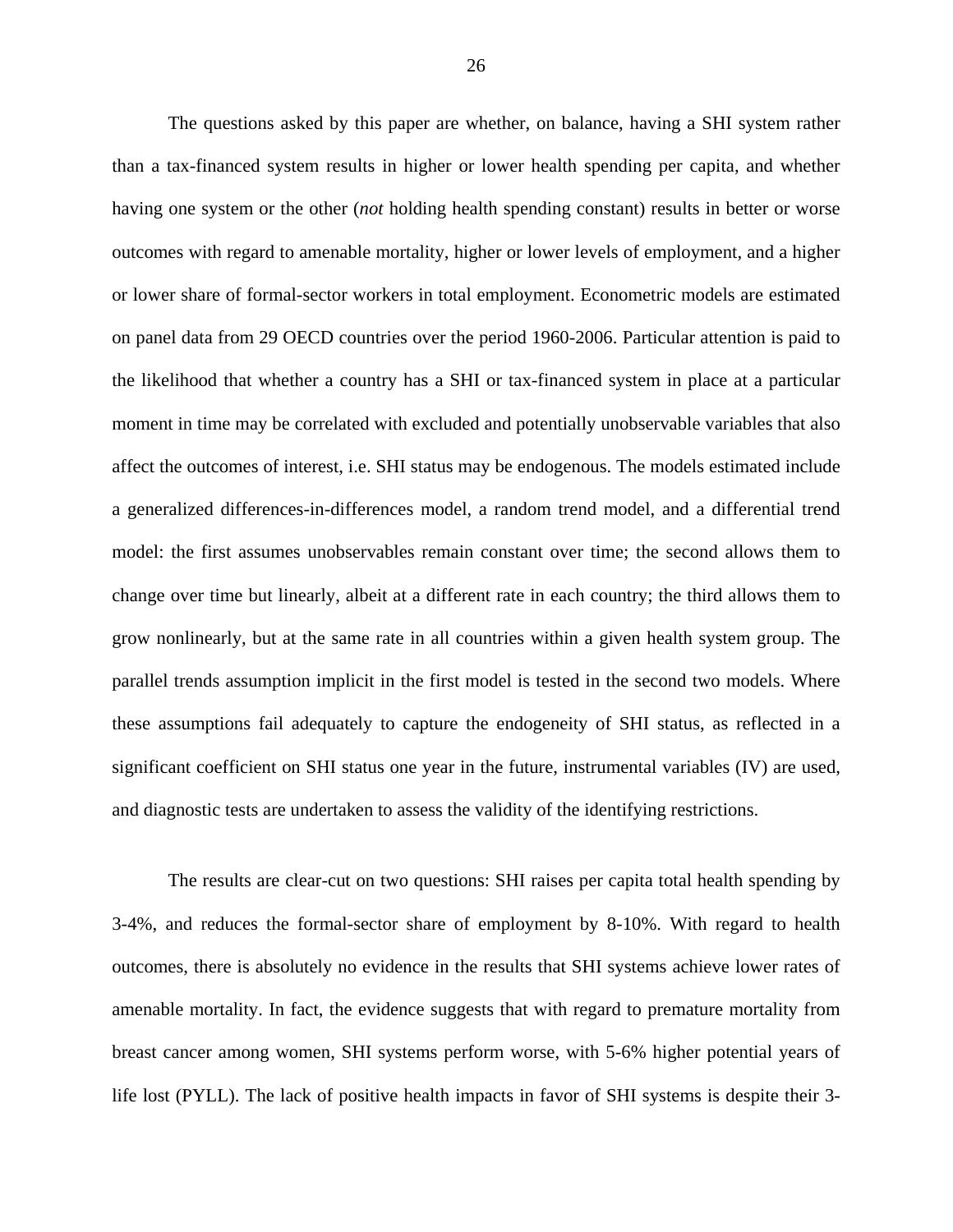The questions asked by this paper are whether, on balance, having a SHI system rather than a tax-financed system results in higher or lower health spending per capita, and whether having one system or the other (*not* holding health spending constant) results in better or worse outcomes with regard to amenable mortality, higher or lower levels of employment, and a higher or lower share of formal-sector workers in total employment. Econometric models are estimated on panel data from 29 OECD countries over the period 1960-2006. Particular attention is paid to the likelihood that whether a country has a SHI or tax-financed system in place at a particular moment in time may be correlated with excluded and potentially unobservable variables that also affect the outcomes of interest, i.e. SHI status may be endogenous. The models estimated include a generalized differences-in-differences model, a random trend model, and a differential trend model: the first assumes unobservables remain constant over time; the second allows them to change over time but linearly, albeit at a different rate in each country; the third allows them to grow nonlinearly, but at the same rate in all countries within a given health system group. The parallel trends assumption implicit in the first model is tested in the second two models. Where these assumptions fail adequately to capture the endogeneity of SHI status, as reflected in a significant coefficient on SHI status one year in the future, instrumental variables (IV) are used, and diagnostic tests are undertaken to assess the validity of the identifying restrictions.

The results are clear-cut on two questions: SHI raises per capita total health spending by 3-4%, and reduces the formal-sector share of employment by 8-10%. With regard to health outcomes, there is absolutely no evidence in the results that SHI systems achieve lower rates of amenable mortality. In fact, the evidence suggests that with regard to premature mortality from breast cancer among women, SHI systems perform worse, with 5-6% higher potential years of life lost (PYLL). The lack of positive health impacts in favor of SHI systems is despite their 3-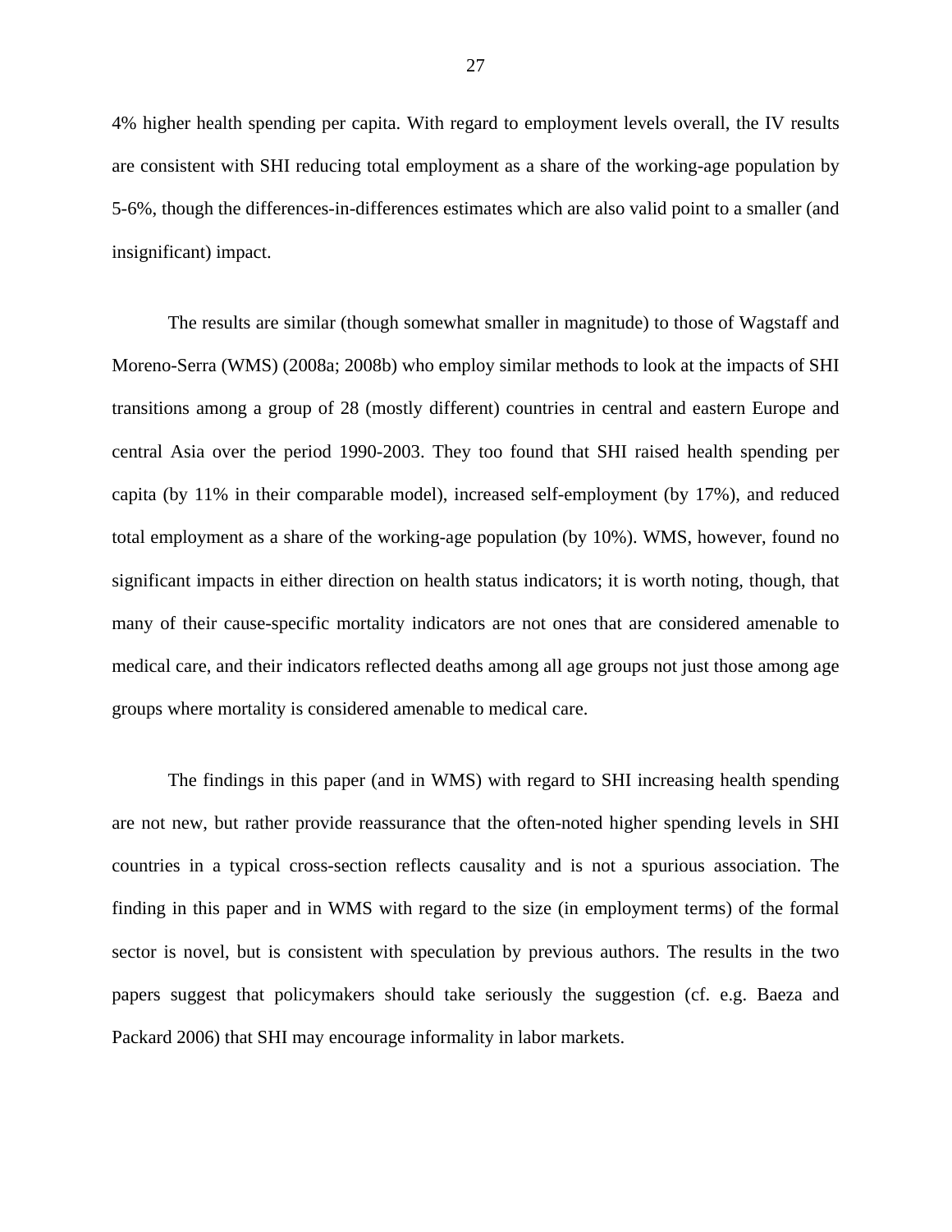4% higher health spending per capita. With regard to employment levels overall, the IV results are consistent with SHI reducing total employment as a share of the working-age population by 5-6%, though the differences-in-differences estimates which are also valid point to a smaller (and insignificant) impact.

The results are similar (though somewhat smaller in magnitude) to those of Wagstaff and Moreno-Serra (WMS) (2008a; 2008b) who employ similar methods to look at the impacts of SHI transitions among a group of 28 (mostly different) countries in central and eastern Europe and central Asia over the period 1990-2003. They too found that SHI raised health spending per capita (by 11% in their comparable model), increased self-employment (by 17%), and reduced total employment as a share of the working-age population (by 10%). WMS, however, found no significant impacts in either direction on health status indicators; it is worth noting, though, that many of their cause-specific mortality indicators are not ones that are considered amenable to medical care, and their indicators reflected deaths among all age groups not just those among age groups where mortality is considered amenable to medical care.

The findings in this paper (and in WMS) with regard to SHI increasing health spending are not new, but rather provide reassurance that the often-noted higher spending levels in SHI countries in a typical cross-section reflects causality and is not a spurious association. The finding in this paper and in WMS with regard to the size (in employment terms) of the formal sector is novel, but is consistent with speculation by previous authors. The results in the two papers suggest that policymakers should take seriously the suggestion (cf. e.g. Baeza and Packard 2006) that SHI may encourage informality in labor markets.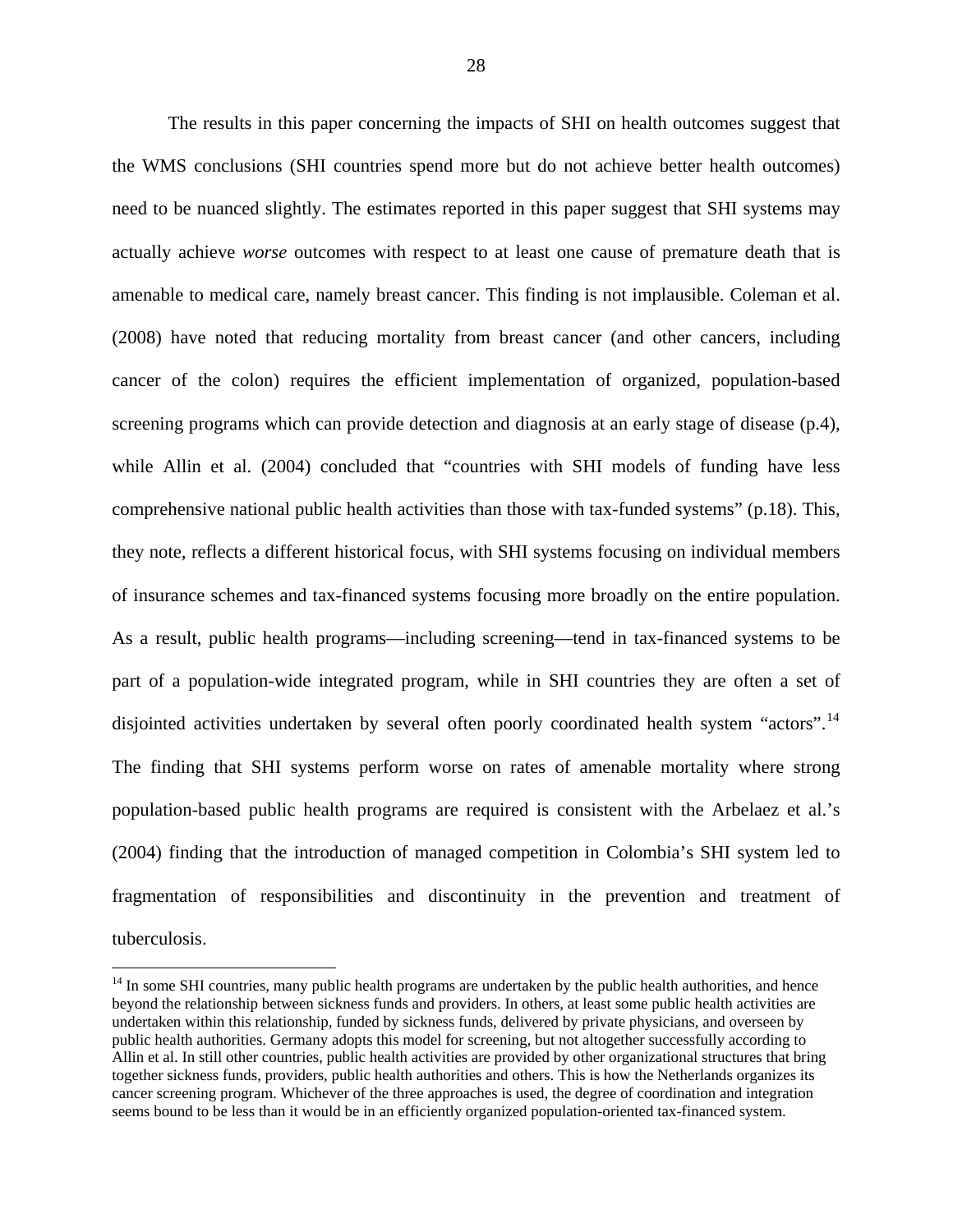The results in this paper concerning the impacts of SHI on health outcomes suggest that the WMS conclusions (SHI countries spend more but do not achieve better health outcomes) need to be nuanced slightly. The estimates reported in this paper suggest that SHI systems may actually achieve *worse* outcomes with respect to at least one cause of premature death that is amenable to medical care, namely breast cancer. This finding is not implausible. Coleman et al. (2008) have noted that reducing mortality from breast cancer (and other cancers, including cancer of the colon) requires the efficient implementation of organized, population-based screening programs which can provide detection and diagnosis at an early stage of disease (p.4), while Allin et al. (2004) concluded that "countries with SHI models of funding have less comprehensive national public health activities than those with tax-funded systems" (p.18). This, they note, reflects a different historical focus, with SHI systems focusing on individual members of insurance schemes and tax-financed systems focusing more broadly on the entire population. As a result, public health programs—including screening—tend in tax-financed systems to be part of a population-wide integrated program, while in SHI countries they are often a set of disjointed activities undertaken by several often poorly coordinated health system "actors".[14] The finding that SHI systems perform worse on rates of amenable mortality where strong population-based public health programs are required is consistent with the Arbelaez et al.'s (2004) finding that the introduction of managed competition in Colombia's SHI system led to fragmentation of responsibilities and discontinuity in the prevention and treatment of tuberculosis.

[14] In some SHI countries, many public health programs are undertaken by the public health authorities, and hence beyond the relationship between sickness funds and providers. In others, at least some public health activities are undertaken within this relationship, funded by sickness funds, delivered by private physicians, and overseen by public health authorities. Germany adopts this model for screening, but not altogether successfully according to Allin et al. In still other countries, public health activities are provided by other organizational structures that bring together sickness funds, providers, public health authorities and others. This is how the Netherlands organizes its cancer screening program. Whichever of the three approaches is used, the degree of coordination and integration seems bound to be less than it would be in an efficiently organized population-oriented tax-financed system.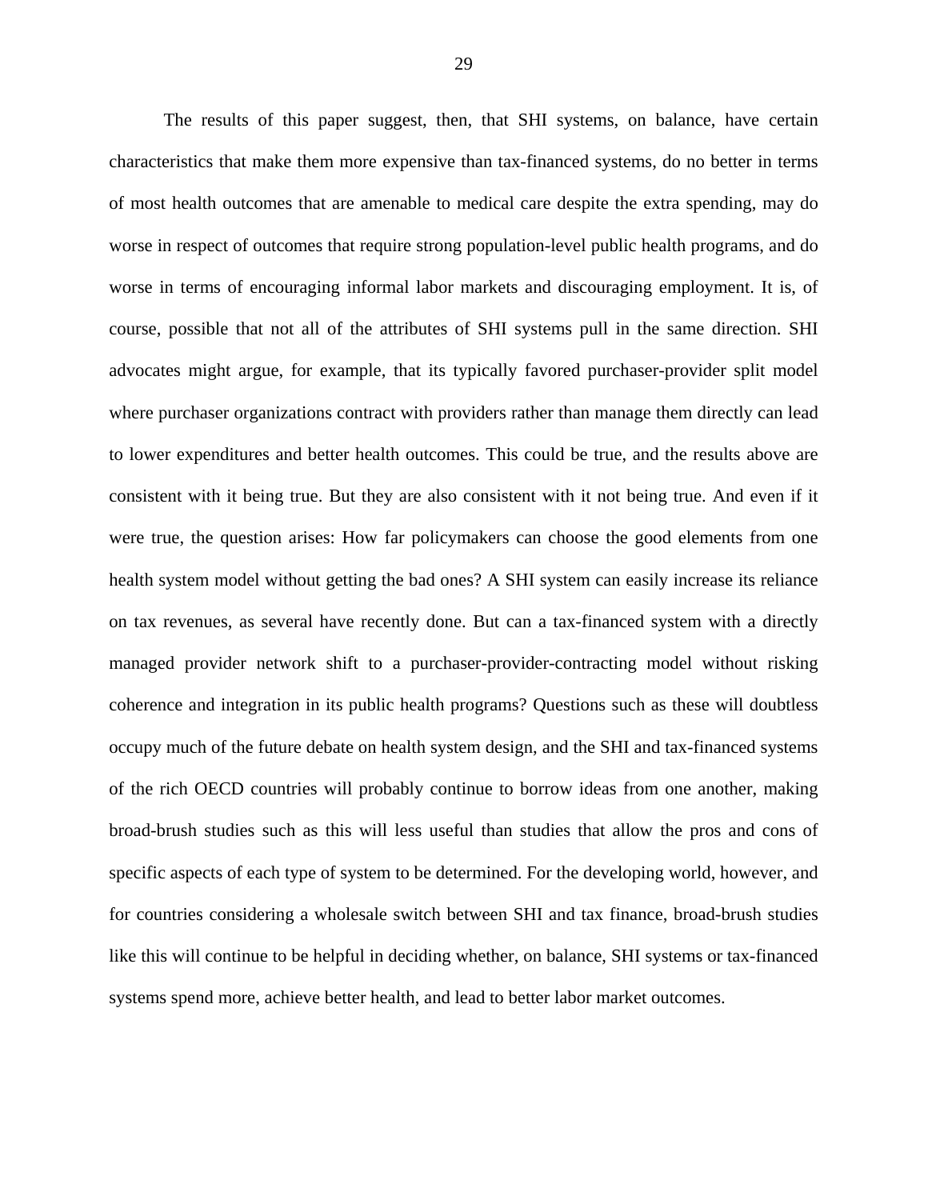The results of this paper suggest, then, that SHI systems, on balance, have certain characteristics that make them more expensive than tax-financed systems, do no better in terms of most health outcomes that are amenable to medical care despite the extra spending, may do worse in respect of outcomes that require strong population-level public health programs, and do worse in terms of encouraging informal labor markets and discouraging employment. It is, of course, possible that not all of the attributes of SHI systems pull in the same direction. SHI advocates might argue, for example, that its typically favored purchaser-provider split model where purchaser organizations contract with providers rather than manage them directly can lead to lower expenditures and better health outcomes. This could be true, and the results above are consistent with it being true. But they are also consistent with it not being true. And even if it were true, the question arises: How far policymakers can choose the good elements from one health system model without getting the bad ones? A SHI system can easily increase its reliance on tax revenues, as several have recently done. But can a tax-financed system with a directly managed provider network shift to a purchaser-provider-contracting model without risking coherence and integration in its public health programs? Questions such as these will doubtless occupy much of the future debate on health system design, and the SHI and tax-financed systems of the rich OECD countries will probably continue to borrow ideas from one another, making broad-brush studies such as this will less useful than studies that allow the pros and cons of specific aspects of each type of system to be determined. For the developing world, however, and for countries considering a wholesale switch between SHI and tax finance, broad-brush studies like this will continue to be helpful in deciding whether, on balance, SHI systems or tax-financed systems spend more, achieve better health, and lead to better labor market outcomes.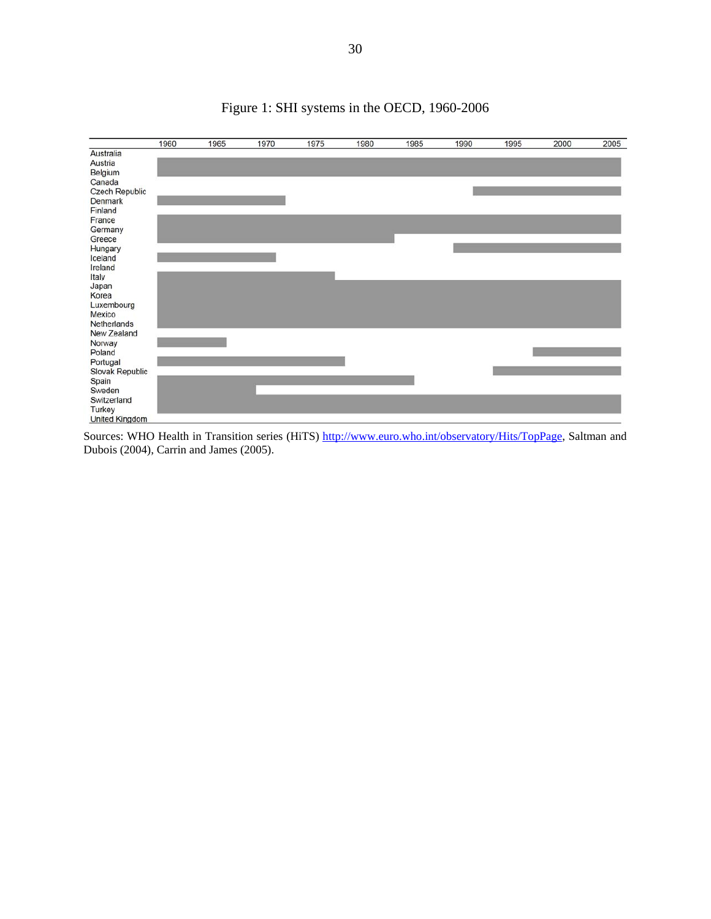Figure 1: SHI systems in the OECD, 1960-2006

1960 1965 1970 1975 1980 1985 1990 1995 2000 2005

Australia
Austria
Belgium
Canada
Czech Republic
Denmark
Finland
France
Germany
Greece
Hungary
Iceland
Ireland
Italy
Japan
Korea
Luxembourg
Mexico
Netherlands
New Zealand
Norway
Poland
Portugal
Slovak Republic
Spain
Sweden
Switzerland
Turkey
United Kingdom

Sources: WHO Health in Transition series (HiTS) http://www.euro.who.int/observatory/Hits/TopPage, Saltman and Dubois (2004), Carrin and James (2005).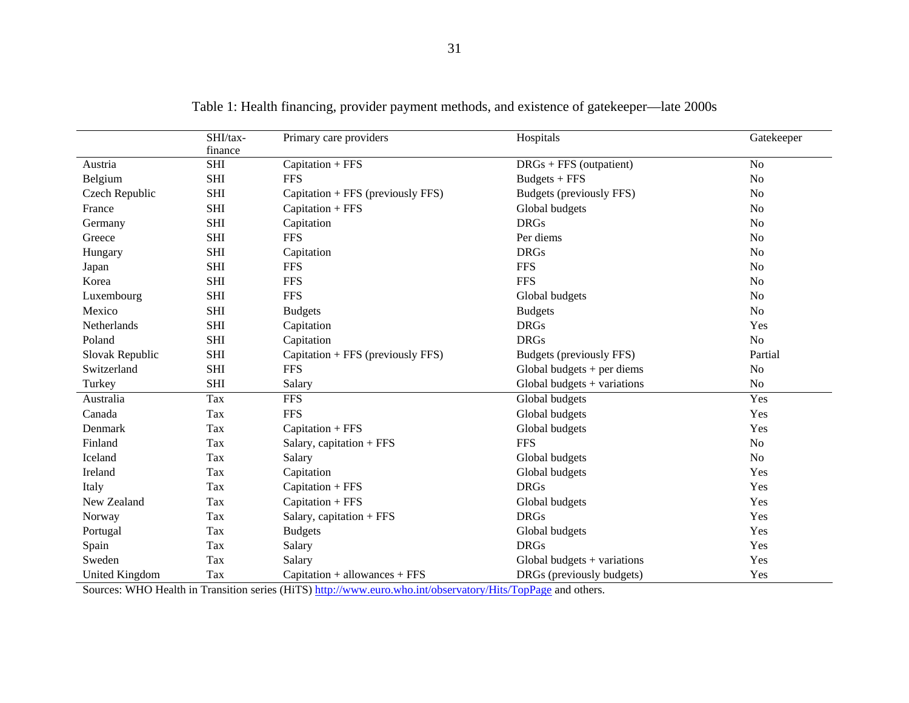Table 1: Health financing, provider payment methods, and existence of gatekeeper—late 2000s

| | SHI/tax-finance | Primary care providers | Hospitals | Gatekeeper |
|---|---|---|---|---|
| Austria | SHI | Capitation + FFS | DRGs + FFS (outpatient) | No |
| Belgium | SHI | FFS | Budgets + FFS | No |
| Czech Republic | SHI | Capitation + FFS (previously FFS) | Budgets (previously FFS) | No |
| France | SHI | Capitation + FFS | Global budgets | No |
| Germany | SHI | Capitation | DRGs | No |
| Greece | SHI | FFS | Per diems | No |
| Hungary | SHI | Capitation | DRGs | No |
| Japan | SHI | FFS | FFS | No |
| Korea | SHI | FFS | FFS | No |
| Luxembourg | SHI | FFS | Global budgets | No |
| Mexico | SHI | Budgets | Budgets | No |
| Netherlands | SHI | Capitation | DRGs | Yes |
| Poland | SHI | Capitation | DRGs | No |
| Slovak Republic | SHI | Capitation + FFS (previously FFS) | Budgets (previously FFS) | Partial |
| Switzerland | SHI | FFS | Global budgets + per diems | No |
| Turkey | SHI | Salary | Global budgets + variations | No |
| Australia | Tax | FFS | Global budgets | Yes |
| Canada | Tax | FFS | Global budgets | Yes |
| Denmark | Tax | Capitation + FFS | Global budgets | Yes |
| Finland | Tax | Salary, capitation + FFS | FFS | No |
| Iceland | Tax | Salary | Global budgets | No |
| Ireland | Tax | Capitation | Global budgets | Yes |
| Italy | Tax | Capitation + FFS | DRGs | Yes |
| New Zealand | Tax | Capitation + FFS | Global budgets | Yes |
| Norway | Tax | Salary, capitation + FFS | DRGs | Yes |
| Portugal | Tax | Budgets | Global budgets | Yes |
| Spain | Tax | Salary | DRGs | Yes |
| Sweden | Tax | Salary | Global budgets + variations | Yes |
| United Kingdom | Tax | Capitation + allowances + FFS | DRGs (previously budgets) | Yes |

Sources: WHO Health in Transition series (HiTS) http://www.euro.who.int/observatory/Hits/TopPage and others.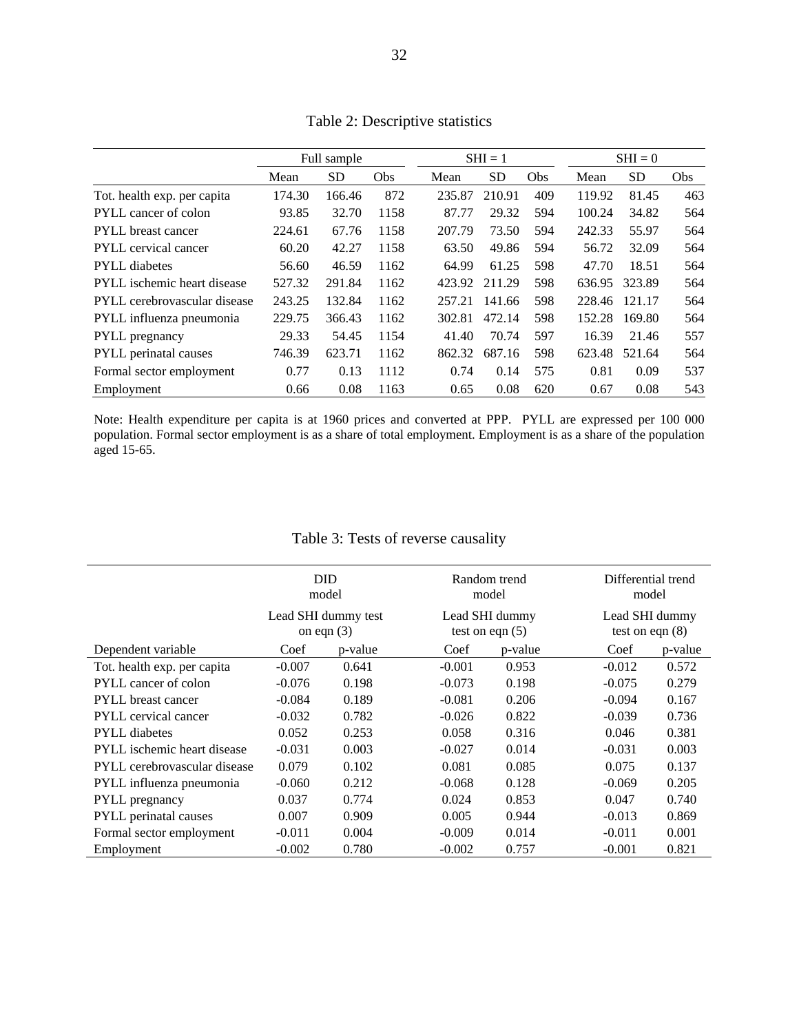Table 2: Descriptive statistics

| | Full sample | | | SHI = 1 | | | SHI = 0 | | |
|---|---|---|---|---|---|---|---|---|---|
| | Mean | SD | Obs | Mean | SD | Obs | Mean | SD | Obs |
| Tot. health exp. per capita | 174.30 | 166.46 | 872 | 235.87 | 210.91 | 409 | 119.92 | 81.45 | 463 |
| PYLL cancer of colon | 93.85 | 32.70 | 1158 | 87.77 | 29.32 | 594 | 100.24 | 34.82 | 564 |
| PYLL breast cancer | 224.61 | 67.76 | 1158 | 207.79 | 73.50 | 594 | 242.33 | 55.97 | 564 |
| PYLL cervical cancer | 60.20 | 42.27 | 1158 | 63.50 | 49.86 | 594 | 56.72 | 32.09 | 564 |
| PYLL diabetes | 56.60 | 46.59 | 1162 | 64.99 | 61.25 | 598 | 47.70 | 18.51 | 564 |
| PYLL ischemic heart disease | 527.32 | 291.84 | 1162 | 423.92 | 211.29 | 598 | 636.95 | 323.89 | 564 |
| PYLL cerebrovascular disease | 243.25 | 132.84 | 1162 | 257.21 | 141.66 | 598 | 228.46 | 121.17 | 564 |
| PYLL influenza pneumonia | 229.75 | 366.43 | 1162 | 302.81 | 472.14 | 598 | 152.28 | 169.80 | 564 |
| PYLL pregnancy | 29.33 | 54.45 | 1154 | 41.40 | 70.74 | 597 | 16.39 | 21.46 | 557 |
| PYLL perinatal causes | 746.39 | 623.71 | 1162 | 862.32 | 687.16 | 598 | 623.48 | 521.64 | 564 |
| Formal sector employment | 0.77 | 0.13 | 1112 | 0.74 | 0.14 | 575 | 0.81 | 0.09 | 537 |
| Employment | 0.66 | 0.08 | 1163 | 0.65 | 0.08 | 620 | 0.67 | 0.08 | 543 |

Note: Health expenditure per capita is at 1960 prices and converted at PPP. PYLL are expressed per 100 000 population. Formal sector employment is as a share of total employment. Employment is as a share of the population aged 15-65.

Table 3: Tests of reverse causality

| | DID model | | Random trend model | | Differential trend model | |
|---|---|---|---|---|---|---|
| | Lead SHI dummy test on eqn (3) | | Lead SHI dummy test on eqn (5) | | Lead SHI dummy test on eqn (8) | |
| Dependent variable | Coef | p-value | Coef | p-value | Coef | p-value |
| Tot. health exp. per capita | -0.007 | 0.641 | -0.001 | 0.953 | -0.012 | 0.572 |
| PYLL cancer of colon | -0.076 | 0.198 | -0.073 | 0.198 | -0.075 | 0.279 |
| PYLL breast cancer | -0.084 | 0.189 | -0.081 | 0.206 | -0.094 | 0.167 |
| PYLL cervical cancer | -0.032 | 0.782 | -0.026 | 0.822 | -0.039 | 0.736 |
| PYLL diabetes | 0.052 | 0.253 | 0.058 | 0.316 | 0.046 | 0.381 |
| PYLL ischemic heart disease | -0.031 | 0.003 | -0.027 | 0.014 | -0.031 | 0.003 |
| PYLL cerebrovascular disease | 0.079 | 0.102 | 0.081 | 0.085 | 0.075 | 0.137 |
| PYLL influenza pneumonia | -0.060 | 0.212 | -0.068 | 0.128 | -0.069 | 0.205 |
| PYLL pregnancy | 0.037 | 0.774 | 0.024 | 0.853 | 0.047 | 0.740 |
| PYLL perinatal causes | 0.007 | 0.909 | 0.005 | 0.944 | -0.013 | 0.869 |
| Formal sector employment | -0.011 | 0.004 | -0.009 | 0.014 | -0.011 | 0.001 |
| Employment | -0.002 | 0.780 | -0.002 | 0.757 | -0.001 | 0.821 |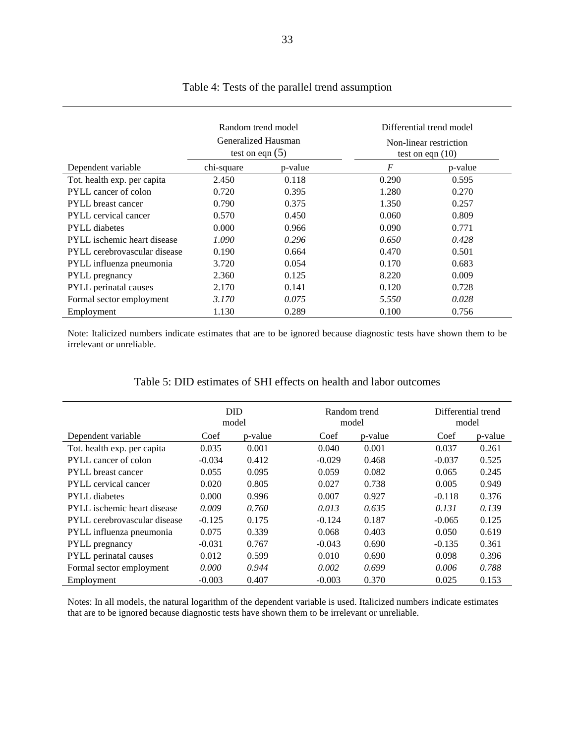Table 4: Tests of the parallel trend assumption

| | Random trend model Generalized Hausman test on eqn (5) | | Differential trend model Non-linear restriction test on eqn (10) | |
|---|---|---|---|---|
| Dependent variable | chi-square | p-value | *F* | p-value |
| Tot. health exp. per capita | 2.450 | 0.118 | 0.290 | 0.595 |
| PYLL cancer of colon | 0.720 | 0.395 | 1.280 | 0.270 |
| PYLL breast cancer | 0.790 | 0.375 | 1.350 | 0.257 |
| PYLL cervical cancer | 0.570 | 0.450 | 0.060 | 0.809 |
| PYLL diabetes | 0.000 | 0.966 | 0.090 | 0.771 |
| PYLL ischemic heart disease | *1.090* | *0.296* | *0.650* | *0.428* |
| PYLL cerebrovascular disease | 0.190 | 0.664 | 0.470 | 0.501 |
| PYLL influenza pneumonia | 3.720 | 0.054 | 0.170 | 0.683 |
| PYLL pregnancy | 2.360 | 0.125 | 8.220 | 0.009 |
| PYLL perinatal causes | 2.170 | 0.141 | 0.120 | 0.728 |
| Formal sector employment | *3.170* | *0.075* | *5.550* | *0.028* |
| Employment | 1.130 | 0.289 | 0.100 | 0.756 |

Note: Italicized numbers indicate estimates that are to be ignored because diagnostic tests have shown them to be irrelevant or unreliable.

Table 5: DID estimates of SHI effects on health and labor outcomes

| | DID model | | Random trend model | | Differential trend model | |
|---|---|---|---|---|---|---|
| Dependent variable | Coef | p-value | Coef | p-value | Coef | p-value |
| Tot. health exp. per capita | 0.035 | 0.001 | 0.040 | 0.001 | 0.037 | 0.261 |
| PYLL cancer of colon | -0.034 | 0.412 | -0.029 | 0.468 | -0.037 | 0.525 |
| PYLL breast cancer | 0.055 | 0.095 | 0.059 | 0.082 | 0.065 | 0.245 |
| PYLL cervical cancer | 0.020 | 0.805 | 0.027 | 0.738 | 0.005 | 0.949 |
| PYLL diabetes | 0.000 | 0.996 | 0.007 | 0.927 | -0.118 | 0.376 |
| PYLL ischemic heart disease | *0.009* | *0.760* | *0.013* | *0.635* | *0.131* | *0.139* |
| PYLL cerebrovascular disease | -0.125 | 0.175 | -0.124 | 0.187 | -0.065 | 0.125 |
| PYLL influenza pneumonia | 0.075 | 0.339 | 0.068 | 0.403 | 0.050 | 0.619 |
| PYLL pregnancy | -0.031 | 0.767 | -0.043 | 0.690 | -0.135 | 0.361 |
| PYLL perinatal causes | 0.012 | 0.599 | 0.010 | 0.690 | 0.098 | 0.396 |
| Formal sector employment | *0.000* | *0.944* | *0.002* | *0.699* | *0.006* | *0.788* |
| Employment | -0.003 | 0.407 | -0.003 | 0.370 | 0.025 | 0.153 |

Notes: In all models, the natural logarithm of the dependent variable is used. Italicized numbers indicate estimates that are to be ignored because diagnostic tests have shown them to be irrelevant or unreliable.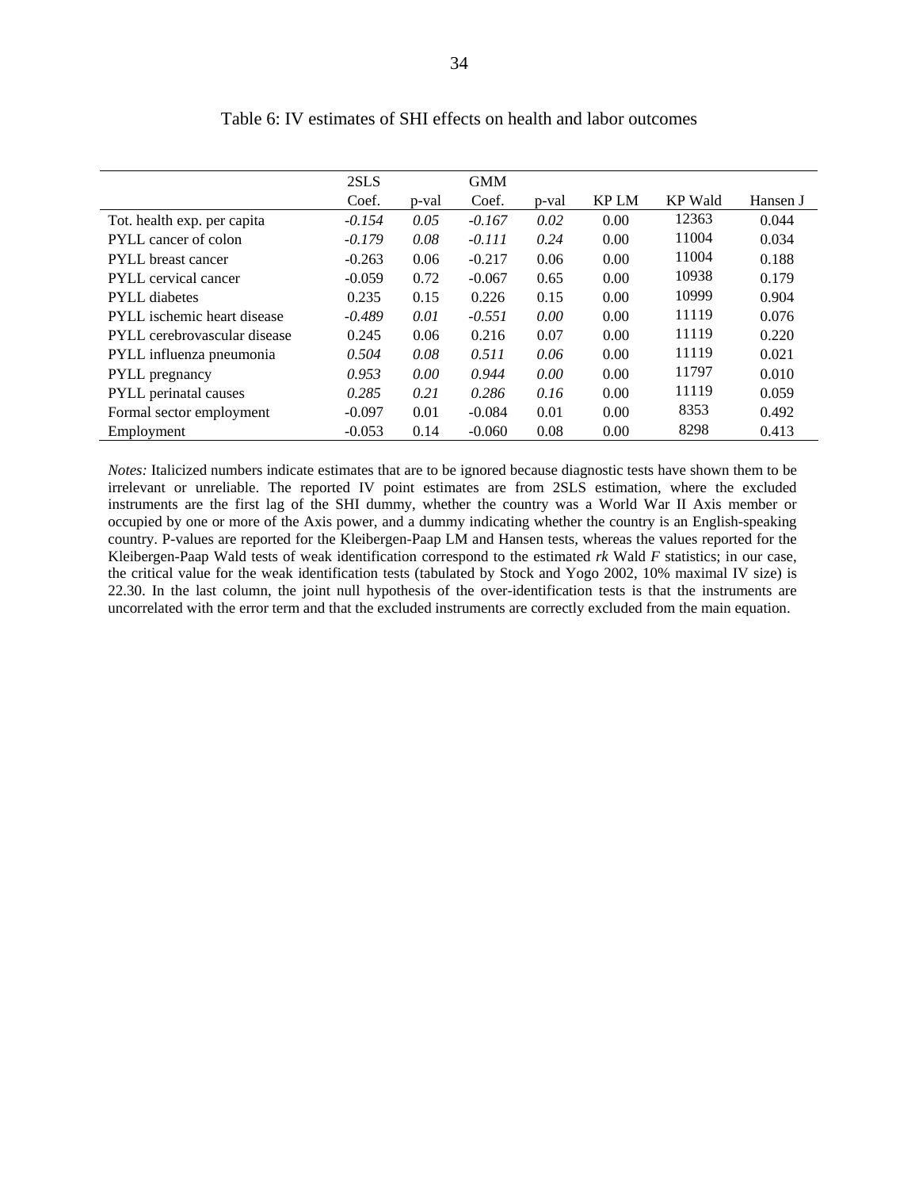# Table 6: IV estimates of SHI effects on health and labor outcomes

| | 2SLS Coef. | p-val | GMM Coef. | p-val | KP LM | KP Wald | Hansen J |
|---|---|---|---|---|---|---|---|
| Tot. health exp. per capita | *-0.154* | *0.05* | *-0.167* | *0.02* | 0.00 | 12363 | 0.044 |
| PYLL cancer of colon | *-0.179* | *0.08* | *-0.111* | *0.24* | 0.00 | 11004 | 0.034 |
| PYLL breast cancer | -0.263 | 0.06 | -0.217 | 0.06 | 0.00 | 11004 | 0.188 |
| PYLL cervical cancer | -0.059 | 0.72 | -0.067 | 0.65 | 0.00 | 10938 | 0.179 |
| PYLL diabetes | 0.235 | 0.15 | 0.226 | 0.15 | 0.00 | 10999 | 0.904 |
| PYLL ischemic heart disease | *-0.489* | *0.01* | *-0.551* | *0.00* | 0.00 | 11119 | 0.076 |
| PYLL cerebrovascular disease | 0.245 | 0.06 | 0.216 | 0.07 | 0.00 | 11119 | 0.220 |
| PYLL influenza pneumonia | *0.504* | *0.08* | *0.511* | *0.06* | 0.00 | 11119 | 0.021 |
| PYLL pregnancy | *0.953* | *0.00* | *0.944* | *0.00* | 0.00 | 11797 | 0.010 |
| PYLL perinatal causes | *0.285* | *0.21* | *0.286* | *0.16* | 0.00 | 11119 | 0.059 |
| Formal sector employment | -0.097 | 0.01 | -0.084 | 0.01 | 0.00 | 8353 | 0.492 |
| Employment | -0.053 | 0.14 | -0.060 | 0.08 | 0.00 | 8298 | 0.413 |

*Notes:* Italicized numbers indicate estimates that are to be ignored because diagnostic tests have shown them to be irrelevant or unreliable. The reported IV point estimates are from 2SLS estimation, where the excluded instruments are the first lag of the SHI dummy, whether the country was a World War II Axis member or occupied by one or more of the Axis power, and a dummy indicating whether the country is an English-speaking country. P-values are reported for the Kleibergen-Paap LM and Hansen tests, whereas the values reported for the Kleibergen-Paap Wald tests of weak identification correspond to the estimated *rk* Wald *F* statistics; in our case, the critical value for the weak identification tests (tabulated by Stock and Yogo 2002, 10% maximal IV size) is 22.30. In the last column, the joint null hypothesis of the over-identification tests is that the instruments are uncorrelated with the error term and that the excluded instruments are correctly excluded from the main equation.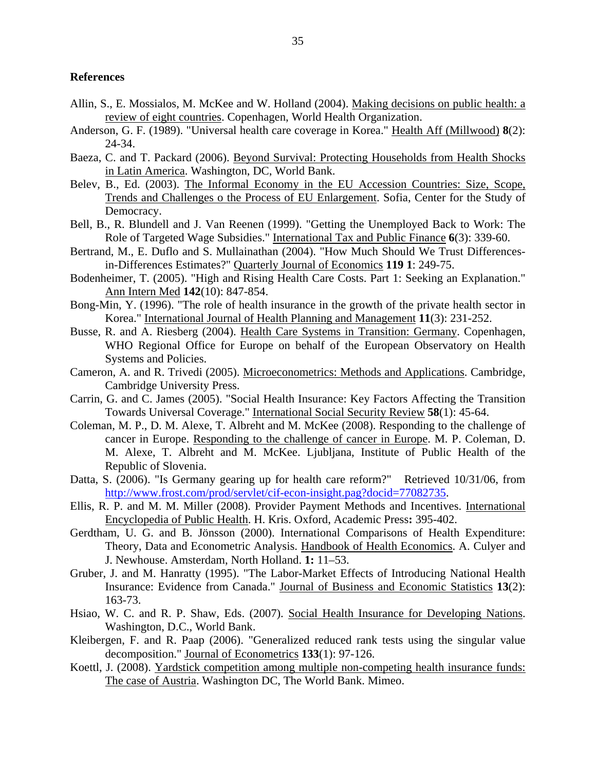**References**

Allin, S., E. Mossialos, M. McKee and W. Holland (2004). Making decisions on public health: a review of eight countries. Copenhagen, World Health Organization.

Anderson, G. F. (1989). "Universal health care coverage in Korea." Health Aff (Millwood) **8**(2): 24-34.

Baeza, C. and T. Packard (2006). Beyond Survival: Protecting Households from Health Shocks in Latin America. Washington, DC, World Bank.

Belev, B., Ed. (2003). The Informal Economy in the EU Accession Countries: Size, Scope, Trends and Challenges o the Process of EU Enlargement. Sofia, Center for the Study of Democracy.

Bell, B., R. Blundell and J. Van Reenen (1999). "Getting the Unemployed Back to Work: The Role of Targeted Wage Subsidies." International Tax and Public Finance **6**(3): 339-60.

Bertrand, M., E. Duflo and S. Mullainathan (2004). "How Much Should We Trust Differences-in-Differences Estimates?" Quarterly Journal of Economics **119 1**: 249-75.

Bodenheimer, T. (2005). "High and Rising Health Care Costs. Part 1: Seeking an Explanation." Ann Intern Med **142**(10): 847-854.

Bong-Min, Y. (1996). "The role of health insurance in the growth of the private health sector in Korea." International Journal of Health Planning and Management **11**(3): 231-252.

Busse, R. and A. Riesberg (2004). Health Care Systems in Transition: Germany. Copenhagen, WHO Regional Office for Europe on behalf of the European Observatory on Health Systems and Policies.

Cameron, A. and R. Trivedi (2005). Microeconometrics: Methods and Applications. Cambridge, Cambridge University Press.

Carrin, G. and C. James (2005). "Social Health Insurance: Key Factors Affecting the Transition Towards Universal Coverage." International Social Security Review **58**(1): 45-64.

Coleman, M. P., D. M. Alexe, T. Albreht and M. McKee (2008). Responding to the challenge of cancer in Europe. Responding to the challenge of cancer in Europe. M. P. Coleman, D. M. Alexe, T. Albreht and M. McKee. Ljubljana, Institute of Public Health of the Republic of Slovenia.

Datta, S. (2006). "Is Germany gearing up for health care reform?" Retrieved 10/31/06, from http://www.frost.com/prod/servlet/cif-econ-insight.pag?docid=77082735.

Ellis, R. P. and M. M. Miller (2008). Provider Payment Methods and Incentives. International Encyclopedia of Public Health. H. Kris. Oxford, Academic Press**:** 395-402.

Gerdtham, U. G. and B. Jönsson (2000). International Comparisons of Health Expenditure: Theory, Data and Econometric Analysis. Handbook of Health Economics. A. Culyer and J. Newhouse. Amsterdam, North Holland. **1:** 11–53.

Gruber, J. and M. Hanratty (1995). "The Labor-Market Effects of Introducing National Health Insurance: Evidence from Canada." Journal of Business and Economic Statistics **13**(2): 163-73.

Hsiao, W. C. and R. P. Shaw, Eds. (2007). Social Health Insurance for Developing Nations. Washington, D.C., World Bank.

Kleibergen, F. and R. Paap (2006). "Generalized reduced rank tests using the singular value decomposition." Journal of Econometrics **133**(1): 97-126.

Koettl, J. (2008). Yardstick competition among multiple non-competing health insurance funds: The case of Austria. Washington DC, The World Bank. Mimeo.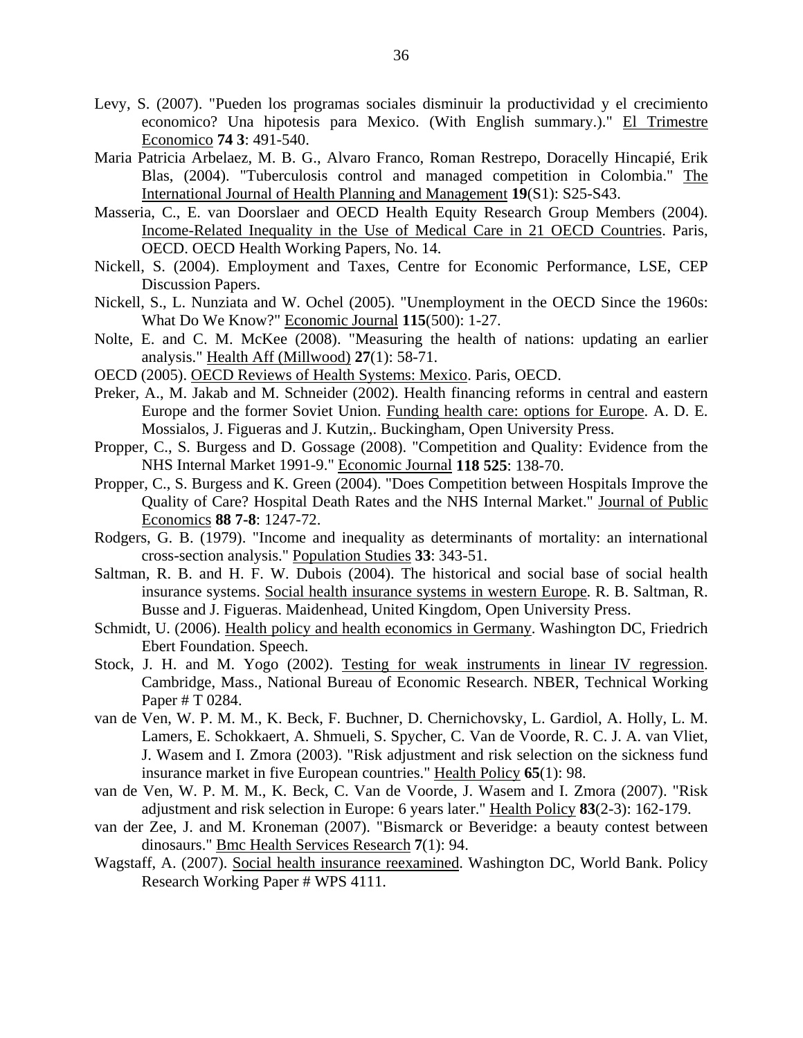Levy, S. (2007). "Pueden los programas sociales disminuir la productividad y el crecimiento economico? Una hipotesis para Mexico. (With English summary.)." El Trimestre Economico **74 3**: 491-540.

Maria Patricia Arbelaez, M. B. G., Alvaro Franco, Roman Restrepo, Doracelly Hincapié, Erik Blas, (2004). "Tuberculosis control and managed competition in Colombia." The International Journal of Health Planning and Management **19**(S1): S25-S43.

Masseria, C., E. van Doorslaer and OECD Health Equity Research Group Members (2004). Income-Related Inequality in the Use of Medical Care in 21 OECD Countries. Paris, OECD. OECD Health Working Papers, No. 14.

Nickell, S. (2004). Employment and Taxes, Centre for Economic Performance, LSE, CEP Discussion Papers.

Nickell, S., L. Nunziata and W. Ochel (2005). "Unemployment in the OECD Since the 1960s: What Do We Know?" Economic Journal **115**(500): 1-27.

Nolte, E. and C. M. McKee (2008). "Measuring the health of nations: updating an earlier analysis." Health Aff (Millwood) **27**(1): 58-71.

OECD (2005). OECD Reviews of Health Systems: Mexico. Paris, OECD.

Preker, A., M. Jakab and M. Schneider (2002). Health financing reforms in central and eastern Europe and the former Soviet Union. Funding health care: options for Europe. A. D. E. Mossialos, J. Figueras and J. Kutzin,. Buckingham, Open University Press.

Propper, C., S. Burgess and D. Gossage (2008). "Competition and Quality: Evidence from the NHS Internal Market 1991-9." Economic Journal **118 525**: 138-70.

Propper, C., S. Burgess and K. Green (2004). "Does Competition between Hospitals Improve the Quality of Care? Hospital Death Rates and the NHS Internal Market." Journal of Public Economics **88 7-8**: 1247-72.

Rodgers, G. B. (1979). "Income and inequality as determinants of mortality: an international cross-section analysis." Population Studies **33**: 343-51.

Saltman, R. B. and H. F. W. Dubois (2004). The historical and social base of social health insurance systems. Social health insurance systems in western Europe. R. B. Saltman, R. Busse and J. Figueras. Maidenhead, United Kingdom, Open University Press.

Schmidt, U. (2006). Health policy and health economics in Germany. Washington DC, Friedrich Ebert Foundation. Speech.

Stock, J. H. and M. Yogo (2002). Testing for weak instruments in linear IV regression. Cambridge, Mass., National Bureau of Economic Research. NBER, Technical Working Paper # T 0284.

van de Ven, W. P. M. M., K. Beck, F. Buchner, D. Chernichovsky, L. Gardiol, A. Holly, L. M. Lamers, E. Schokkaert, A. Shmueli, S. Spycher, C. Van de Voorde, R. C. J. A. van Vliet, J. Wasem and I. Zmora (2003). "Risk adjustment and risk selection on the sickness fund insurance market in five European countries." Health Policy **65**(1): 98.

van de Ven, W. P. M. M., K. Beck, C. Van de Voorde, J. Wasem and I. Zmora (2007). "Risk adjustment and risk selection in Europe: 6 years later." Health Policy **83**(2-3): 162-179.

van der Zee, J. and M. Kroneman (2007). "Bismarck or Beveridge: a beauty contest between dinosaurs." Bmc Health Services Research **7**(1): 94.

Wagstaff, A. (2007). Social health insurance reexamined. Washington DC, World Bank. Policy Research Working Paper # WPS 4111.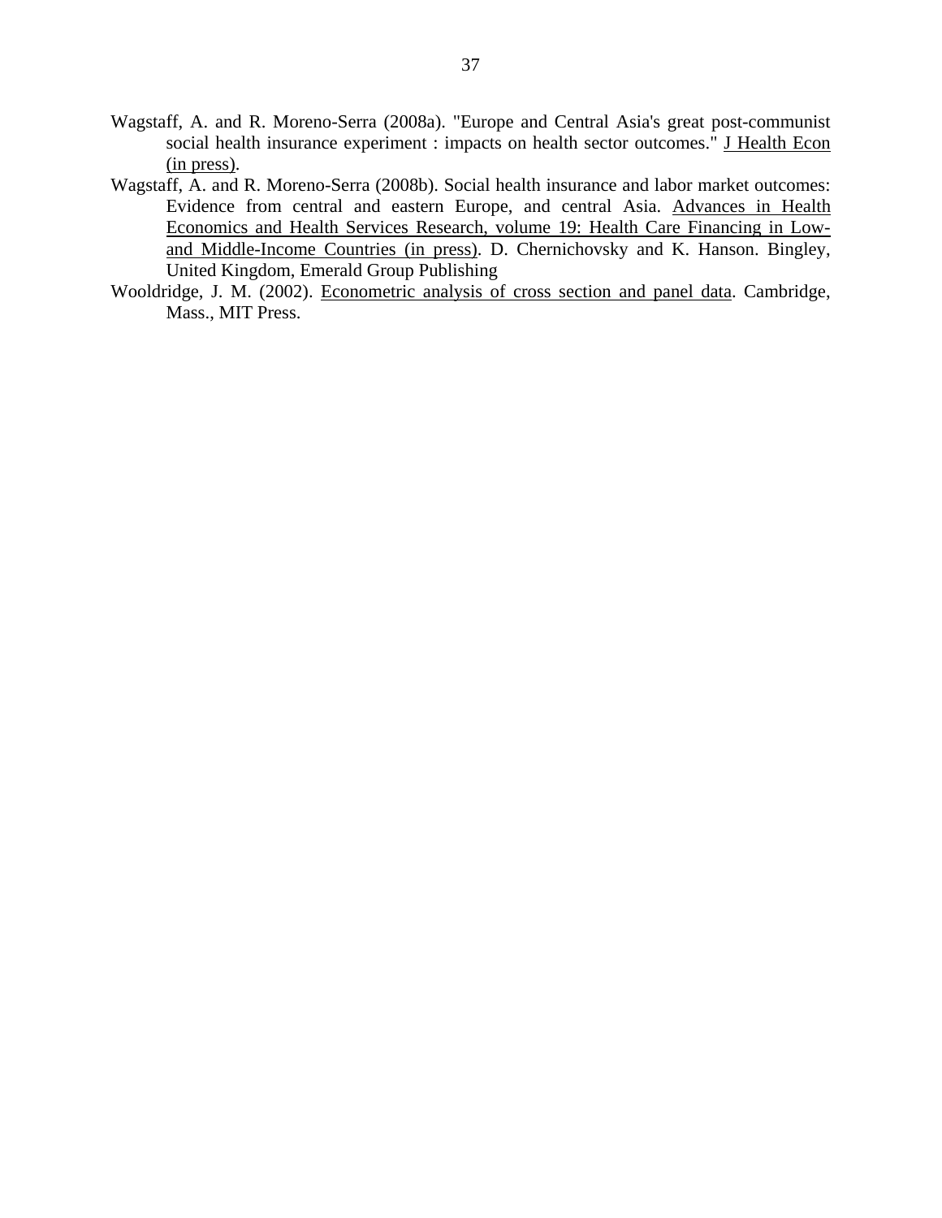Wagstaff, A. and R. Moreno-Serra (2008a). "Europe and Central Asia's great post-communist social health insurance experiment : impacts on health sector outcomes." J Health Econ (in press).

Wagstaff, A. and R. Moreno-Serra (2008b). Social health insurance and labor market outcomes: Evidence from central and eastern Europe, and central Asia. Advances in Health Economics and Health Services Research, volume 19: Health Care Financing in Low- and Middle-Income Countries (in press). D. Chernichovsky and K. Hanson. Bingley, United Kingdom, Emerald Group Publishing

Wooldridge, J. M. (2002). Econometric analysis of cross section and panel data. Cambridge, Mass., MIT Press.